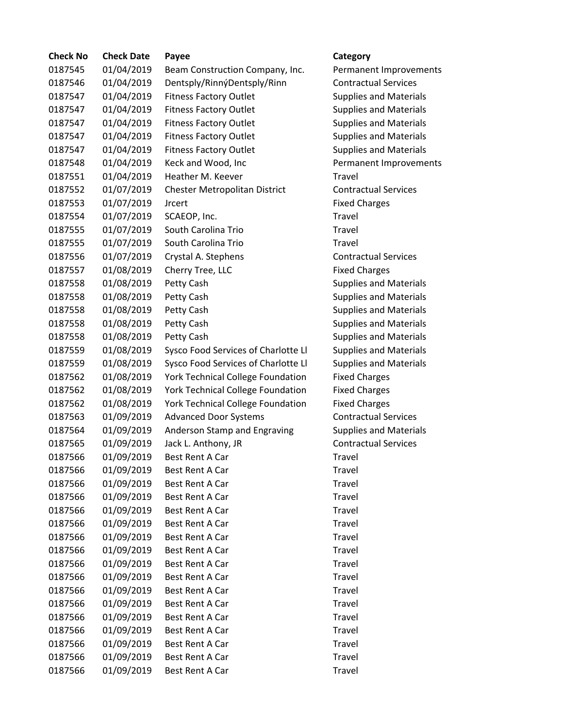| Check No | Check Date | Payee | Category |
|---|---|---|---|
| 0187545 | 01/04/2019 | Beam Construction Company, Inc. | Permanent Improvements |
| 0187546 | 01/04/2019 | Dentsply/RinnýDentsply/Rinn | Contractual Services |
| 0187547 | 01/04/2019 | Fitness Factory Outlet | Supplies and Materials |
| 0187547 | 01/04/2019 | Fitness Factory Outlet | Supplies and Materials |
| 0187547 | 01/04/2019 | Fitness Factory Outlet | Supplies and Materials |
| 0187547 | 01/04/2019 | Fitness Factory Outlet | Supplies and Materials |
| 0187547 | 01/04/2019 | Fitness Factory Outlet | Supplies and Materials |
| 0187548 | 01/04/2019 | Keck and Wood, Inc | Permanent Improvements |
| 0187551 | 01/04/2019 | Heather M. Keever | Travel |
| 0187552 | 01/07/2019 | Chester Metropolitan District | Contractual Services |
| 0187553 | 01/07/2019 | Jrcert | Fixed Charges |
| 0187554 | 01/07/2019 | SCAEOP, Inc. | Travel |
| 0187555 | 01/07/2019 | South Carolina Trio | Travel |
| 0187555 | 01/07/2019 | South Carolina Trio | Travel |
| 0187556 | 01/07/2019 | Crystal A. Stephens | Contractual Services |
| 0187557 | 01/08/2019 | Cherry Tree, LLC | Fixed Charges |
| 0187558 | 01/08/2019 | Petty Cash | Supplies and Materials |
| 0187558 | 01/08/2019 | Petty Cash | Supplies and Materials |
| 0187558 | 01/08/2019 | Petty Cash | Supplies and Materials |
| 0187558 | 01/08/2019 | Petty Cash | Supplies and Materials |
| 0187558 | 01/08/2019 | Petty Cash | Supplies and Materials |
| 0187559 | 01/08/2019 | Sysco Food Services of Charlotte Ll | Supplies and Materials |
| 0187559 | 01/08/2019 | Sysco Food Services of Charlotte Ll | Supplies and Materials |
| 0187562 | 01/08/2019 | York Technical College Foundation | Fixed Charges |
| 0187562 | 01/08/2019 | York Technical College Foundation | Fixed Charges |
| 0187562 | 01/08/2019 | York Technical College Foundation | Fixed Charges |
| 0187563 | 01/09/2019 | Advanced Door Systems | Contractual Services |
| 0187564 | 01/09/2019 | Anderson Stamp and Engraving | Supplies and Materials |
| 0187565 | 01/09/2019 | Jack L. Anthony, JR | Contractual Services |
| 0187566 | 01/09/2019 | Best Rent A Car | Travel |
| 0187566 | 01/09/2019 | Best Rent A Car | Travel |
| 0187566 | 01/09/2019 | Best Rent A Car | Travel |
| 0187566 | 01/09/2019 | Best Rent A Car | Travel |
| 0187566 | 01/09/2019 | Best Rent A Car | Travel |
| 0187566 | 01/09/2019 | Best Rent A Car | Travel |
| 0187566 | 01/09/2019 | Best Rent A Car | Travel |
| 0187566 | 01/09/2019 | Best Rent A Car | Travel |
| 0187566 | 01/09/2019 | Best Rent A Car | Travel |
| 0187566 | 01/09/2019 | Best Rent A Car | Travel |
| 0187566 | 01/09/2019 | Best Rent A Car | Travel |
| 0187566 | 01/09/2019 | Best Rent A Car | Travel |
| 0187566 | 01/09/2019 | Best Rent A Car | Travel |
| 0187566 | 01/09/2019 | Best Rent A Car | Travel |
| 0187566 | 01/09/2019 | Best Rent A Car | Travel |
| 0187566 | 01/09/2019 | Best Rent A Car | Travel |
| 0187566 | 01/09/2019 | Best Rent A Car | Travel |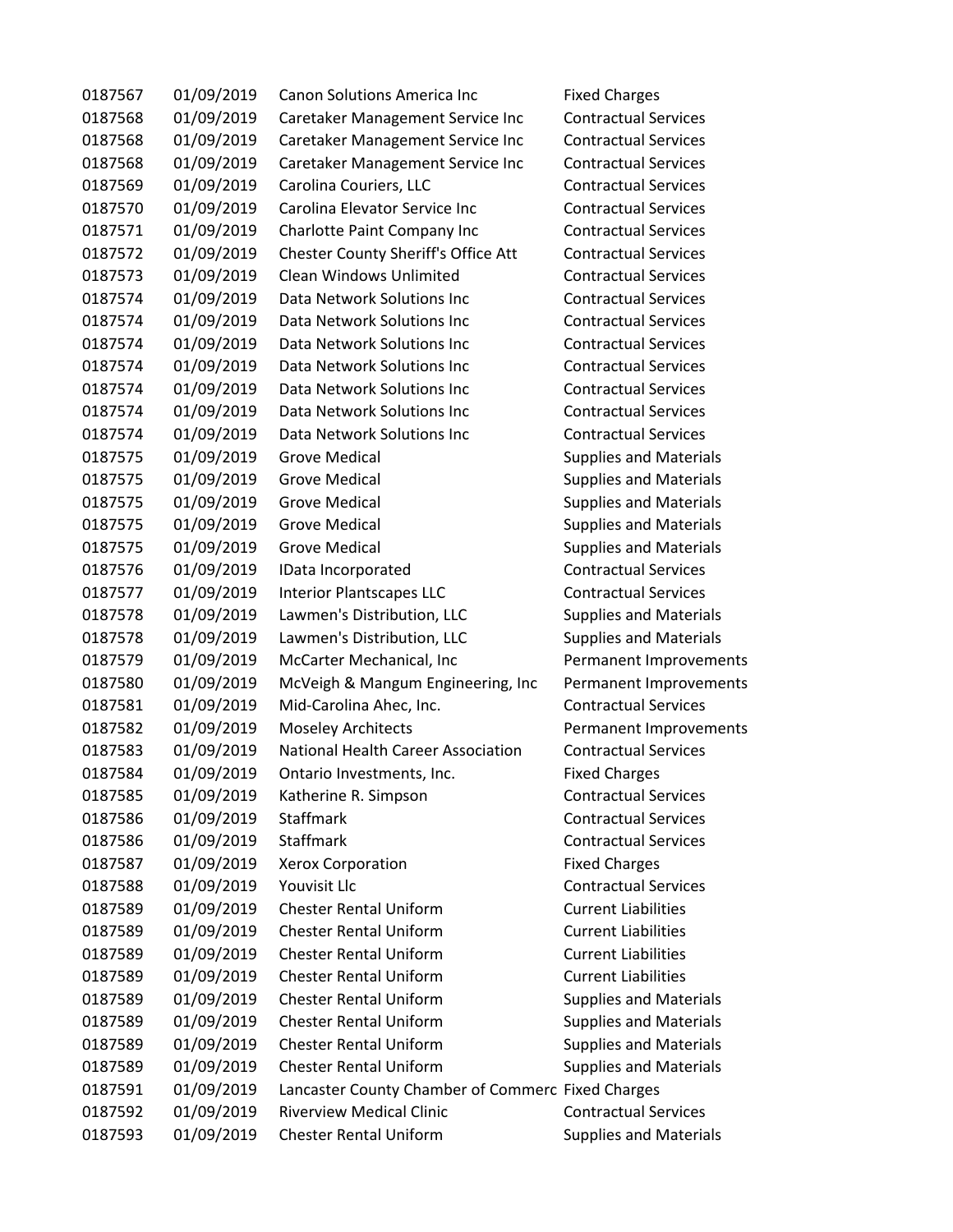| | | | |
|---|---|---|---|
| 0187567 | 01/09/2019 | Canon Solutions America Inc | Fixed Charges |
| 0187568 | 01/09/2019 | Caretaker Management Service Inc | Contractual Services |
| 0187568 | 01/09/2019 | Caretaker Management Service Inc | Contractual Services |
| 0187568 | 01/09/2019 | Caretaker Management Service Inc | Contractual Services |
| 0187569 | 01/09/2019 | Carolina Couriers, LLC | Contractual Services |
| 0187570 | 01/09/2019 | Carolina Elevator Service Inc | Contractual Services |
| 0187571 | 01/09/2019 | Charlotte Paint Company Inc | Contractual Services |
| 0187572 | 01/09/2019 | Chester County Sheriff's Office Att | Contractual Services |
| 0187573 | 01/09/2019 | Clean Windows Unlimited | Contractual Services |
| 0187574 | 01/09/2019 | Data Network Solutions Inc | Contractual Services |
| 0187574 | 01/09/2019 | Data Network Solutions Inc | Contractual Services |
| 0187574 | 01/09/2019 | Data Network Solutions Inc | Contractual Services |
| 0187574 | 01/09/2019 | Data Network Solutions Inc | Contractual Services |
| 0187574 | 01/09/2019 | Data Network Solutions Inc | Contractual Services |
| 0187574 | 01/09/2019 | Data Network Solutions Inc | Contractual Services |
| 0187574 | 01/09/2019 | Data Network Solutions Inc | Contractual Services |
| 0187575 | 01/09/2019 | Grove Medical | Supplies and Materials |
| 0187575 | 01/09/2019 | Grove Medical | Supplies and Materials |
| 0187575 | 01/09/2019 | Grove Medical | Supplies and Materials |
| 0187575 | 01/09/2019 | Grove Medical | Supplies and Materials |
| 0187575 | 01/09/2019 | Grove Medical | Supplies and Materials |
| 0187576 | 01/09/2019 | IData Incorporated | Contractual Services |
| 0187577 | 01/09/2019 | Interior Plantscapes LLC | Contractual Services |
| 0187578 | 01/09/2019 | Lawmen's Distribution, LLC | Supplies and Materials |
| 0187578 | 01/09/2019 | Lawmen's Distribution, LLC | Supplies and Materials |
| 0187579 | 01/09/2019 | McCarter Mechanical, Inc | Permanent Improvements |
| 0187580 | 01/09/2019 | McVeigh & Mangum Engineering, Inc | Permanent Improvements |
| 0187581 | 01/09/2019 | Mid-Carolina Ahec, Inc. | Contractual Services |
| 0187582 | 01/09/2019 | Moseley Architects | Permanent Improvements |
| 0187583 | 01/09/2019 | National Health Career Association | Contractual Services |
| 0187584 | 01/09/2019 | Ontario Investments, Inc. | Fixed Charges |
| 0187585 | 01/09/2019 | Katherine R. Simpson | Contractual Services |
| 0187586 | 01/09/2019 | Staffmark | Contractual Services |
| 0187586 | 01/09/2019 | Staffmark | Contractual Services |
| 0187587 | 01/09/2019 | Xerox Corporation | Fixed Charges |
| 0187588 | 01/09/2019 | Youvisit Llc | Contractual Services |
| 0187589 | 01/09/2019 | Chester Rental Uniform | Current Liabilities |
| 0187589 | 01/09/2019 | Chester Rental Uniform | Current Liabilities |
| 0187589 | 01/09/2019 | Chester Rental Uniform | Current Liabilities |
| 0187589 | 01/09/2019 | Chester Rental Uniform | Current Liabilities |
| 0187589 | 01/09/2019 | Chester Rental Uniform | Supplies and Materials |
| 0187589 | 01/09/2019 | Chester Rental Uniform | Supplies and Materials |
| 0187589 | 01/09/2019 | Chester Rental Uniform | Supplies and Materials |
| 0187589 | 01/09/2019 | Chester Rental Uniform | Supplies and Materials |
| 0187591 | 01/09/2019 | Lancaster County Chamber of Commerc | Fixed Charges |
| 0187592 | 01/09/2019 | Riverview Medical Clinic | Contractual Services |
| 0187593 | 01/09/2019 | Chester Rental Uniform | Supplies and Materials |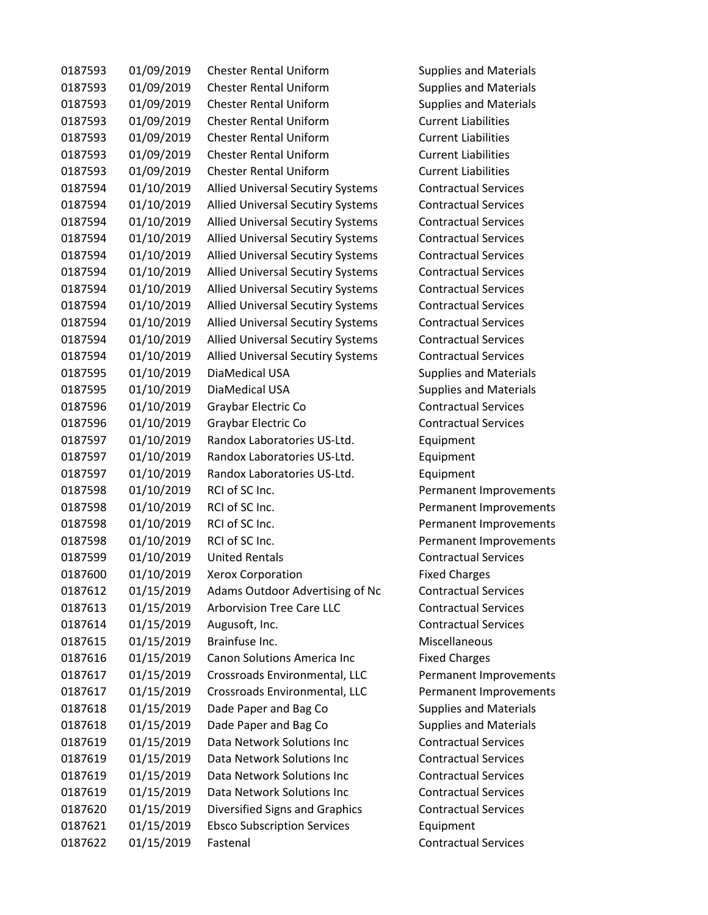| | | | |
|---|---|---|---|
| 0187593 | 01/09/2019 | Chester Rental Uniform | Supplies and Materials |
| 0187593 | 01/09/2019 | Chester Rental Uniform | Supplies and Materials |
| 0187593 | 01/09/2019 | Chester Rental Uniform | Supplies and Materials |
| 0187593 | 01/09/2019 | Chester Rental Uniform | Current Liabilities |
| 0187593 | 01/09/2019 | Chester Rental Uniform | Current Liabilities |
| 0187593 | 01/09/2019 | Chester Rental Uniform | Current Liabilities |
| 0187593 | 01/09/2019 | Chester Rental Uniform | Current Liabilities |
| 0187594 | 01/10/2019 | Allied Universal Secutity Systems | Contractual Services |
| 0187594 | 01/10/2019 | Allied Universal Secutity Systems | Contractual Services |
| 0187594 | 01/10/2019 | Allied Universal Secutity Systems | Contractual Services |
| 0187594 | 01/10/2019 | Allied Universal Secutity Systems | Contractual Services |
| 0187594 | 01/10/2019 | Allied Universal Secutity Systems | Contractual Services |
| 0187594 | 01/10/2019 | Allied Universal Secutity Systems | Contractual Services |
| 0187594 | 01/10/2019 | Allied Universal Secutity Systems | Contractual Services |
| 0187594 | 01/10/2019 | Allied Universal Secutity Systems | Contractual Services |
| 0187594 | 01/10/2019 | Allied Universal Secutity Systems | Contractual Services |
| 0187594 | 01/10/2019 | Allied Universal Secutity Systems | Contractual Services |
| 0187594 | 01/10/2019 | Allied Universal Secutity Systems | Contractual Services |
| 0187595 | 01/10/2019 | DiaMedical USA | Supplies and Materials |
| 0187595 | 01/10/2019 | DiaMedical USA | Supplies and Materials |
| 0187596 | 01/10/2019 | Graybar Electric Co | Contractual Services |
| 0187596 | 01/10/2019 | Graybar Electric Co | Contractual Services |
| 0187597 | 01/10/2019 | Randox Laboratories US-Ltd. | Equipment |
| 0187597 | 01/10/2019 | Randox Laboratories US-Ltd. | Equipment |
| 0187597 | 01/10/2019 | Randox Laboratories US-Ltd. | Equipment |
| 0187598 | 01/10/2019 | RCI of SC Inc. | Permanent Improvements |
| 0187598 | 01/10/2019 | RCI of SC Inc. | Permanent Improvements |
| 0187598 | 01/10/2019 | RCI of SC Inc. | Permanent Improvements |
| 0187598 | 01/10/2019 | RCI of SC Inc. | Permanent Improvements |
| 0187599 | 01/10/2019 | United Rentals | Contractual Services |
| 0187600 | 01/10/2019 | Xerox Corporation | Fixed Charges |
| 0187612 | 01/15/2019 | Adams Outdoor Advertising of Nc | Contractual Services |
| 0187613 | 01/15/2019 | Arborvision Tree Care LLC | Contractual Services |
| 0187614 | 01/15/2019 | Augusoft, Inc. | Contractual Services |
| 0187615 | 01/15/2019 | Brainfuse Inc. | Miscellaneous |
| 0187616 | 01/15/2019 | Canon Solutions America Inc | Fixed Charges |
| 0187617 | 01/15/2019 | Crossroads Environmental, LLC | Permanent Improvements |
| 0187617 | 01/15/2019 | Crossroads Environmental, LLC | Permanent Improvements |
| 0187618 | 01/15/2019 | Dade Paper and Bag Co | Supplies and Materials |
| 0187618 | 01/15/2019 | Dade Paper and Bag Co | Supplies and Materials |
| 0187619 | 01/15/2019 | Data Network Solutions Inc | Contractual Services |
| 0187619 | 01/15/2019 | Data Network Solutions Inc | Contractual Services |
| 0187619 | 01/15/2019 | Data Network Solutions Inc | Contractual Services |
| 0187619 | 01/15/2019 | Data Network Solutions Inc | Contractual Services |
| 0187620 | 01/15/2019 | Diversified Signs and Graphics | Contractual Services |
| 0187621 | 01/15/2019 | Ebsco Subscription Services | Equipment |
| 0187622 | 01/15/2019 | Fastenal | Contractual Services |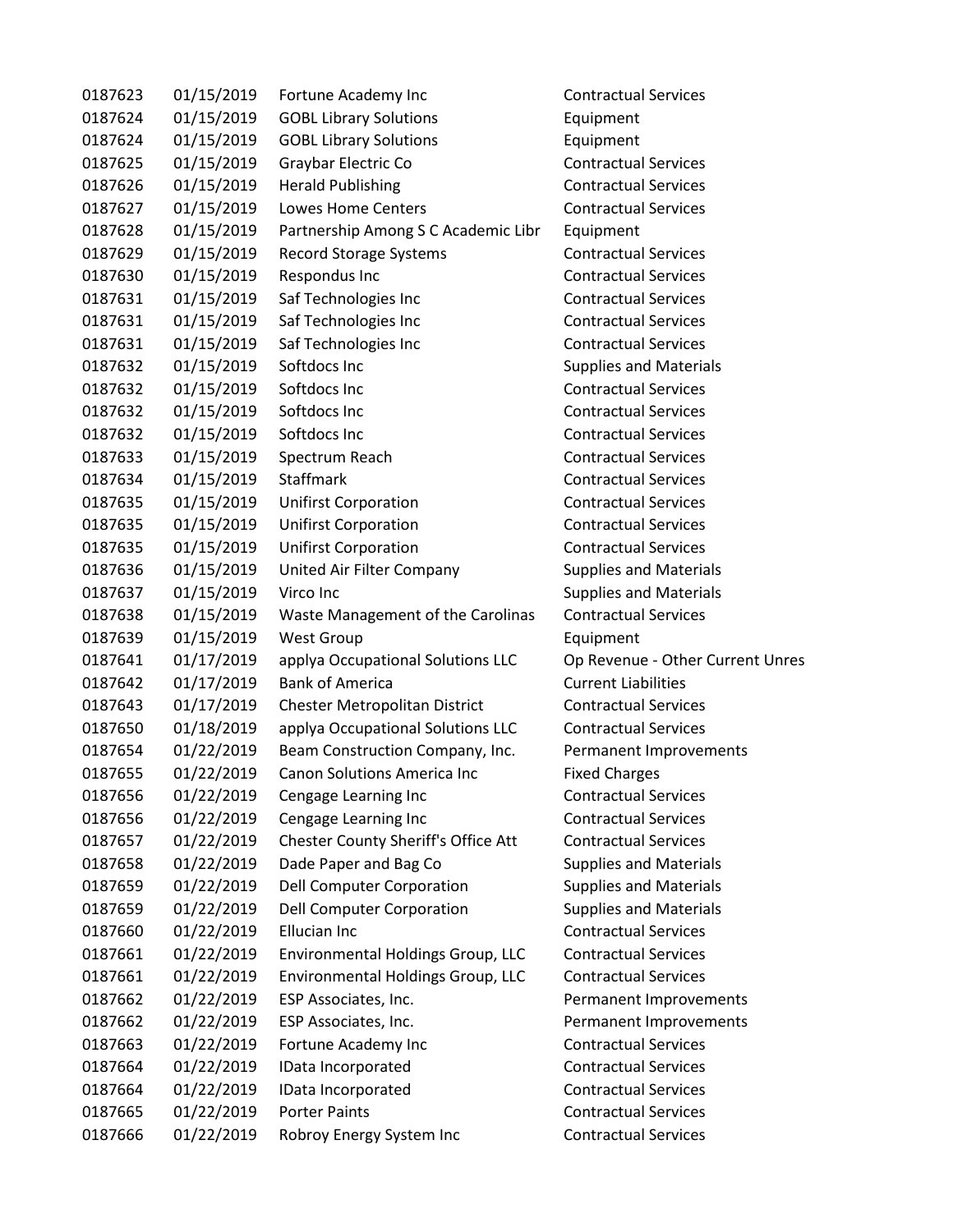| | | | |
|---|---|---|---|
| 0187623 | 01/15/2019 | Fortune Academy Inc | Contractual Services |
| 0187624 | 01/15/2019 | GOBL Library Solutions | Equipment |
| 0187624 | 01/15/2019 | GOBL Library Solutions | Equipment |
| 0187625 | 01/15/2019 | Graybar Electric Co | Contractual Services |
| 0187626 | 01/15/2019 | Herald Publishing | Contractual Services |
| 0187627 | 01/15/2019 | Lowes Home Centers | Contractual Services |
| 0187628 | 01/15/2019 | Partnership Among S C Academic Libr | Equipment |
| 0187629 | 01/15/2019 | Record Storage Systems | Contractual Services |
| 0187630 | 01/15/2019 | Respondus Inc | Contractual Services |
| 0187631 | 01/15/2019 | Saf Technologies Inc | Contractual Services |
| 0187631 | 01/15/2019 | Saf Technologies Inc | Contractual Services |
| 0187631 | 01/15/2019 | Saf Technologies Inc | Contractual Services |
| 0187632 | 01/15/2019 | Softdocs Inc | Supplies and Materials |
| 0187632 | 01/15/2019 | Softdocs Inc | Contractual Services |
| 0187632 | 01/15/2019 | Softdocs Inc | Contractual Services |
| 0187632 | 01/15/2019 | Softdocs Inc | Contractual Services |
| 0187633 | 01/15/2019 | Spectrum Reach | Contractual Services |
| 0187634 | 01/15/2019 | Staffmark | Contractual Services |
| 0187635 | 01/15/2019 | Unifirst Corporation | Contractual Services |
| 0187635 | 01/15/2019 | Unifirst Corporation | Contractual Services |
| 0187635 | 01/15/2019 | Unifirst Corporation | Contractual Services |
| 0187636 | 01/15/2019 | United Air Filter Company | Supplies and Materials |
| 0187637 | 01/15/2019 | Virco Inc | Supplies and Materials |
| 0187638 | 01/15/2019 | Waste Management of the Carolinas | Contractual Services |
| 0187639 | 01/15/2019 | West Group | Equipment |
| 0187641 | 01/17/2019 | applya Occupational Solutions LLC | Op Revenue - Other Current Unres |
| 0187642 | 01/17/2019 | Bank of America | Current Liabilities |
| 0187643 | 01/17/2019 | Chester Metropolitan District | Contractual Services |
| 0187650 | 01/18/2019 | applya Occupational Solutions LLC | Contractual Services |
| 0187654 | 01/22/2019 | Beam Construction Company, Inc. | Permanent Improvements |
| 0187655 | 01/22/2019 | Canon Solutions America Inc | Fixed Charges |
| 0187656 | 01/22/2019 | Cengage Learning Inc | Contractual Services |
| 0187656 | 01/22/2019 | Cengage Learning Inc | Contractual Services |
| 0187657 | 01/22/2019 | Chester County Sheriff's Office Att | Contractual Services |
| 0187658 | 01/22/2019 | Dade Paper and Bag Co | Supplies and Materials |
| 0187659 | 01/22/2019 | Dell Computer Corporation | Supplies and Materials |
| 0187659 | 01/22/2019 | Dell Computer Corporation | Supplies and Materials |
| 0187660 | 01/22/2019 | Ellucian Inc | Contractual Services |
| 0187661 | 01/22/2019 | Environmental Holdings Group, LLC | Contractual Services |
| 0187661 | 01/22/2019 | Environmental Holdings Group, LLC | Contractual Services |
| 0187662 | 01/22/2019 | ESP Associates, Inc. | Permanent Improvements |
| 0187662 | 01/22/2019 | ESP Associates, Inc. | Permanent Improvements |
| 0187663 | 01/22/2019 | Fortune Academy Inc | Contractual Services |
| 0187664 | 01/22/2019 | IData Incorporated | Contractual Services |
| 0187664 | 01/22/2019 | IData Incorporated | Contractual Services |
| 0187665 | 01/22/2019 | Porter Paints | Contractual Services |
| 0187666 | 01/22/2019 | Robroy Energy System Inc | Contractual Services |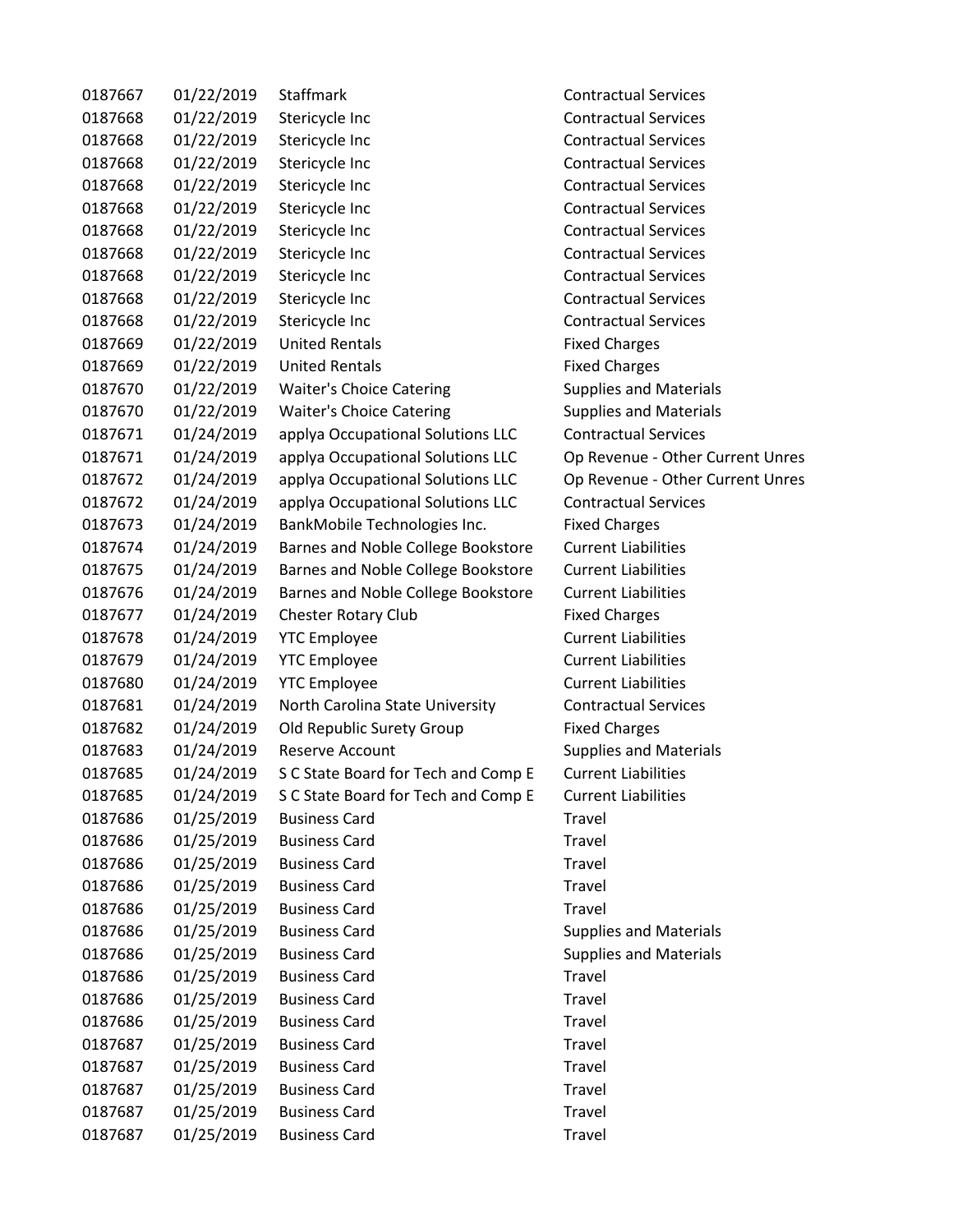| | | | |
|---|---|---|---|
| 0187667 | 01/22/2019 | Staffmark | Contractual Services |
| 0187668 | 01/22/2019 | Stericycle Inc | Contractual Services |
| 0187668 | 01/22/2019 | Stericycle Inc | Contractual Services |
| 0187668 | 01/22/2019 | Stericycle Inc | Contractual Services |
| 0187668 | 01/22/2019 | Stericycle Inc | Contractual Services |
| 0187668 | 01/22/2019 | Stericycle Inc | Contractual Services |
| 0187668 | 01/22/2019 | Stericycle Inc | Contractual Services |
| 0187668 | 01/22/2019 | Stericycle Inc | Contractual Services |
| 0187668 | 01/22/2019 | Stericycle Inc | Contractual Services |
| 0187668 | 01/22/2019 | Stericycle Inc | Contractual Services |
| 0187668 | 01/22/2019 | Stericycle Inc | Contractual Services |
| 0187669 | 01/22/2019 | United Rentals | Fixed Charges |
| 0187669 | 01/22/2019 | United Rentals | Fixed Charges |
| 0187670 | 01/22/2019 | Waiter's Choice Catering | Supplies and Materials |
| 0187670 | 01/22/2019 | Waiter's Choice Catering | Supplies and Materials |
| 0187671 | 01/24/2019 | applya Occupational Solutions LLC | Contractual Services |
| 0187671 | 01/24/2019 | applya Occupational Solutions LLC | Op Revenue - Other Current Unres |
| 0187672 | 01/24/2019 | applya Occupational Solutions LLC | Op Revenue - Other Current Unres |
| 0187672 | 01/24/2019 | applya Occupational Solutions LLC | Contractual Services |
| 0187673 | 01/24/2019 | BankMobile Technologies Inc. | Fixed Charges |
| 0187674 | 01/24/2019 | Barnes and Noble College Bookstore | Current Liabilities |
| 0187675 | 01/24/2019 | Barnes and Noble College Bookstore | Current Liabilities |
| 0187676 | 01/24/2019 | Barnes and Noble College Bookstore | Current Liabilities |
| 0187677 | 01/24/2019 | Chester Rotary Club | Fixed Charges |
| 0187678 | 01/24/2019 | YTC Employee | Current Liabilities |
| 0187679 | 01/24/2019 | YTC Employee | Current Liabilities |
| 0187680 | 01/24/2019 | YTC Employee | Current Liabilities |
| 0187681 | 01/24/2019 | North Carolina State University | Contractual Services |
| 0187682 | 01/24/2019 | Old Republic Surety Group | Fixed Charges |
| 0187683 | 01/24/2019 | Reserve Account | Supplies and Materials |
| 0187685 | 01/24/2019 | S C State Board for Tech and Comp E | Current Liabilities |
| 0187685 | 01/24/2019 | S C State Board for Tech and Comp E | Current Liabilities |
| 0187686 | 01/25/2019 | Business Card | Travel |
| 0187686 | 01/25/2019 | Business Card | Travel |
| 0187686 | 01/25/2019 | Business Card | Travel |
| 0187686 | 01/25/2019 | Business Card | Travel |
| 0187686 | 01/25/2019 | Business Card | Travel |
| 0187686 | 01/25/2019 | Business Card | Supplies and Materials |
| 0187686 | 01/25/2019 | Business Card | Supplies and Materials |
| 0187686 | 01/25/2019 | Business Card | Travel |
| 0187686 | 01/25/2019 | Business Card | Travel |
| 0187686 | 01/25/2019 | Business Card | Travel |
| 0187687 | 01/25/2019 | Business Card | Travel |
| 0187687 | 01/25/2019 | Business Card | Travel |
| 0187687 | 01/25/2019 | Business Card | Travel |
| 0187687 | 01/25/2019 | Business Card | Travel |
| 0187687 | 01/25/2019 | Business Card | Travel |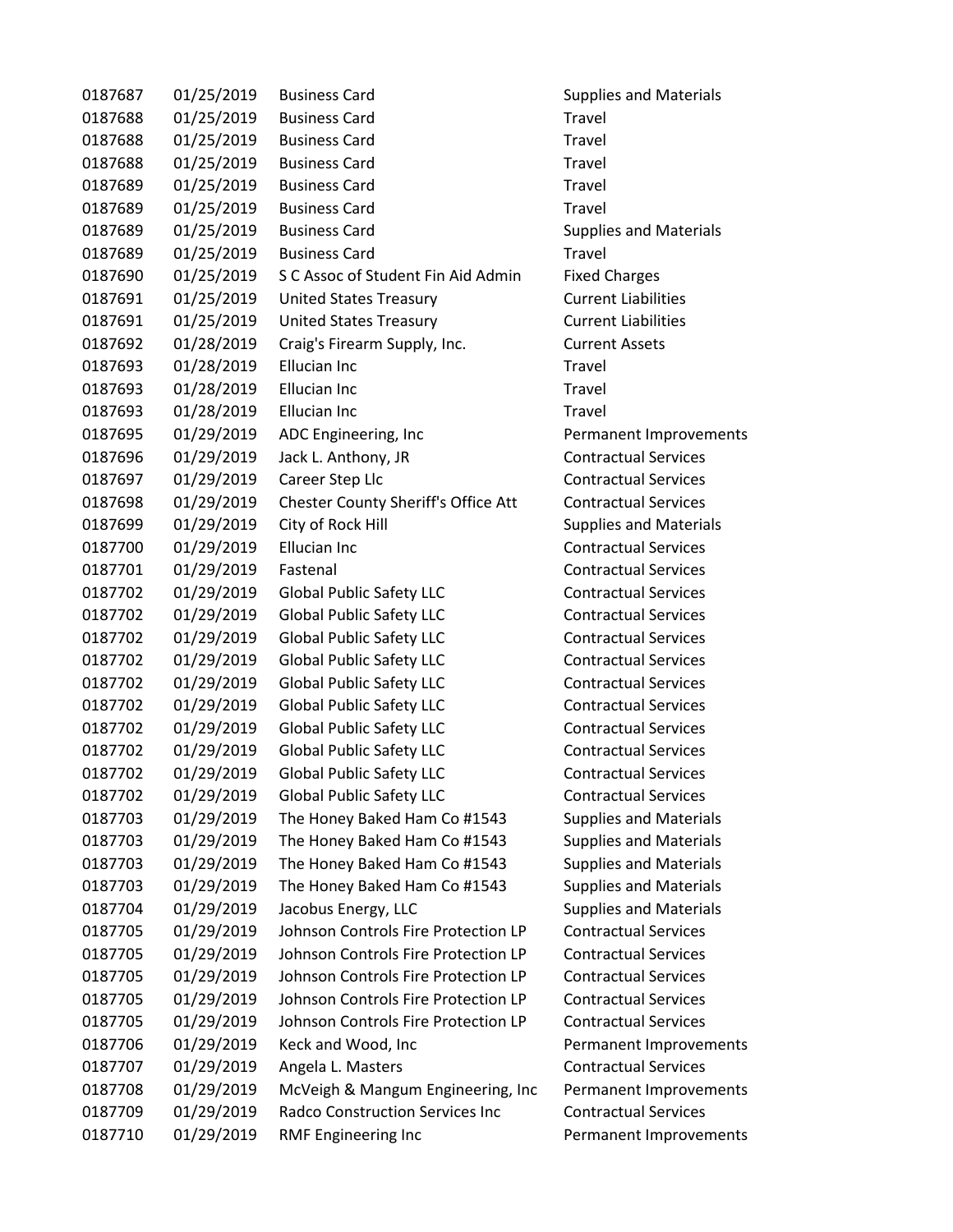| | | | |
|---|---|---|---|
| 0187687 | 01/25/2019 | Business Card | Supplies and Materials |
| 0187688 | 01/25/2019 | Business Card | Travel |
| 0187688 | 01/25/2019 | Business Card | Travel |
| 0187688 | 01/25/2019 | Business Card | Travel |
| 0187689 | 01/25/2019 | Business Card | Travel |
| 0187689 | 01/25/2019 | Business Card | Travel |
| 0187689 | 01/25/2019 | Business Card | Supplies and Materials |
| 0187689 | 01/25/2019 | Business Card | Travel |
| 0187690 | 01/25/2019 | S C Assoc of Student Fin Aid Admin | Fixed Charges |
| 0187691 | 01/25/2019 | United States Treasury | Current Liabilities |
| 0187691 | 01/25/2019 | United States Treasury | Current Liabilities |
| 0187692 | 01/28/2019 | Craig's Firearm Supply, Inc. | Current Assets |
| 0187693 | 01/28/2019 | Ellucian Inc | Travel |
| 0187693 | 01/28/2019 | Ellucian Inc | Travel |
| 0187693 | 01/28/2019 | Ellucian Inc | Travel |
| 0187695 | 01/29/2019 | ADC Engineering, Inc | Permanent Improvements |
| 0187696 | 01/29/2019 | Jack L. Anthony, JR | Contractual Services |
| 0187697 | 01/29/2019 | Career Step Llc | Contractual Services |
| 0187698 | 01/29/2019 | Chester County Sheriff's Office Att | Contractual Services |
| 0187699 | 01/29/2019 | City of Rock Hill | Supplies and Materials |
| 0187700 | 01/29/2019 | Ellucian Inc | Contractual Services |
| 0187701 | 01/29/2019 | Fastenal | Contractual Services |
| 0187702 | 01/29/2019 | Global Public Safety LLC | Contractual Services |
| 0187702 | 01/29/2019 | Global Public Safety LLC | Contractual Services |
| 0187702 | 01/29/2019 | Global Public Safety LLC | Contractual Services |
| 0187702 | 01/29/2019 | Global Public Safety LLC | Contractual Services |
| 0187702 | 01/29/2019 | Global Public Safety LLC | Contractual Services |
| 0187702 | 01/29/2019 | Global Public Safety LLC | Contractual Services |
| 0187702 | 01/29/2019 | Global Public Safety LLC | Contractual Services |
| 0187702 | 01/29/2019 | Global Public Safety LLC | Contractual Services |
| 0187702 | 01/29/2019 | Global Public Safety LLC | Contractual Services |
| 0187702 | 01/29/2019 | Global Public Safety LLC | Contractual Services |
| 0187703 | 01/29/2019 | The Honey Baked Ham Co #1543 | Supplies and Materials |
| 0187703 | 01/29/2019 | The Honey Baked Ham Co #1543 | Supplies and Materials |
| 0187703 | 01/29/2019 | The Honey Baked Ham Co #1543 | Supplies and Materials |
| 0187703 | 01/29/2019 | The Honey Baked Ham Co #1543 | Supplies and Materials |
| 0187704 | 01/29/2019 | Jacobus Energy, LLC | Supplies and Materials |
| 0187705 | 01/29/2019 | Johnson Controls Fire Protection LP | Contractual Services |
| 0187705 | 01/29/2019 | Johnson Controls Fire Protection LP | Contractual Services |
| 0187705 | 01/29/2019 | Johnson Controls Fire Protection LP | Contractual Services |
| 0187705 | 01/29/2019 | Johnson Controls Fire Protection LP | Contractual Services |
| 0187705 | 01/29/2019 | Johnson Controls Fire Protection LP | Contractual Services |
| 0187706 | 01/29/2019 | Keck and Wood, Inc | Permanent Improvements |
| 0187707 | 01/29/2019 | Angela L. Masters | Contractual Services |
| 0187708 | 01/29/2019 | McVeigh & Mangum Engineering, Inc | Permanent Improvements |
| 0187709 | 01/29/2019 | Radco Construction Services Inc | Contractual Services |
| 0187710 | 01/29/2019 | RMF Engineering Inc | Permanent Improvements |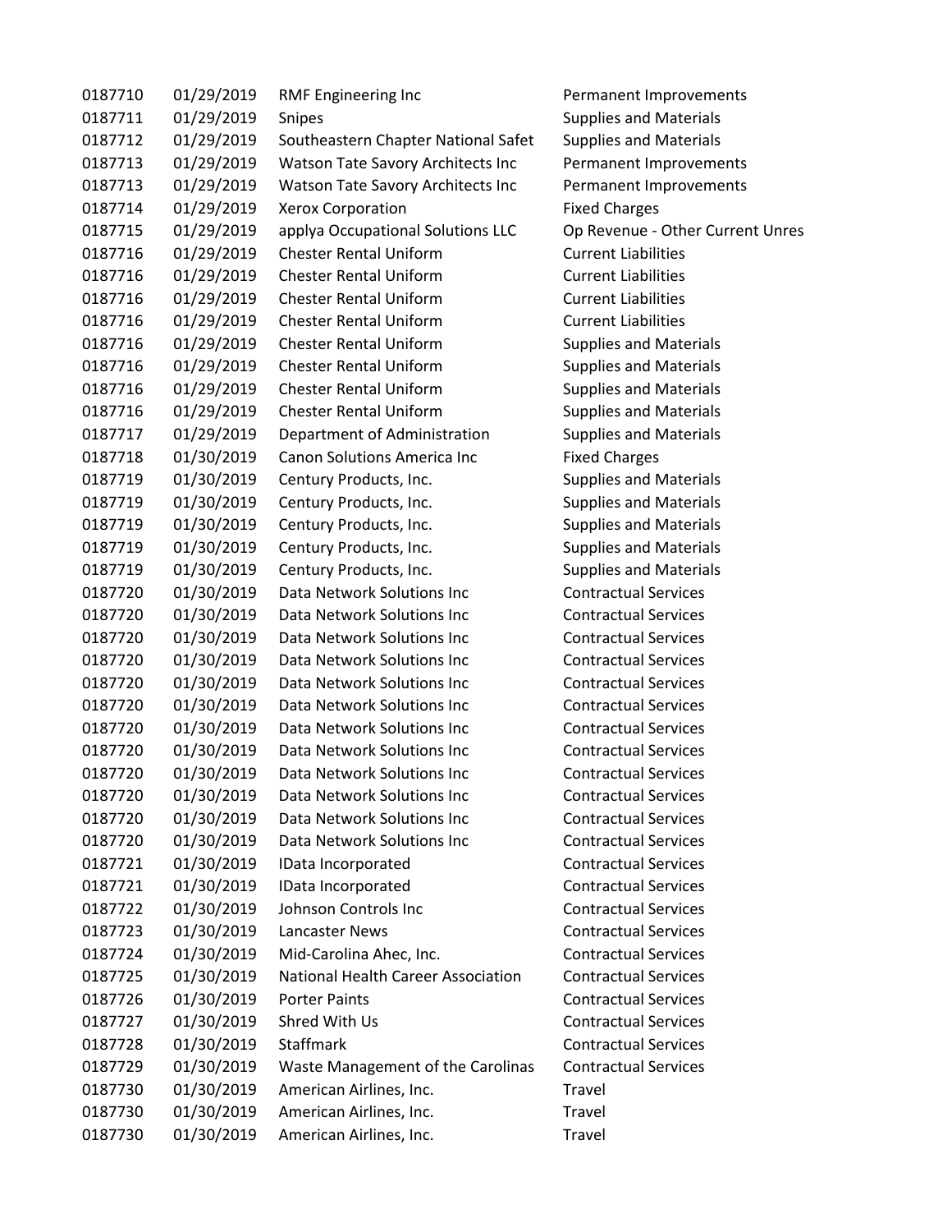| | | | |
|---|---|---|---|
| 0187710 | 01/29/2019 | RMF Engineering Inc | Permanent Improvements |
| 0187711 | 01/29/2019 | Snipes | Supplies and Materials |
| 0187712 | 01/29/2019 | Southeastern Chapter National Safet | Supplies and Materials |
| 0187713 | 01/29/2019 | Watson Tate Savory Architects Inc | Permanent Improvements |
| 0187713 | 01/29/2019 | Watson Tate Savory Architects Inc | Permanent Improvements |
| 0187714 | 01/29/2019 | Xerox Corporation | Fixed Charges |
| 0187715 | 01/29/2019 | applya Occupational Solutions LLC | Op Revenue - Other Current Unres |
| 0187716 | 01/29/2019 | Chester Rental Uniform | Current Liabilities |
| 0187716 | 01/29/2019 | Chester Rental Uniform | Current Liabilities |
| 0187716 | 01/29/2019 | Chester Rental Uniform | Current Liabilities |
| 0187716 | 01/29/2019 | Chester Rental Uniform | Current Liabilities |
| 0187716 | 01/29/2019 | Chester Rental Uniform | Supplies and Materials |
| 0187716 | 01/29/2019 | Chester Rental Uniform | Supplies and Materials |
| 0187716 | 01/29/2019 | Chester Rental Uniform | Supplies and Materials |
| 0187716 | 01/29/2019 | Chester Rental Uniform | Supplies and Materials |
| 0187717 | 01/29/2019 | Department of Administration | Supplies and Materials |
| 0187718 | 01/30/2019 | Canon Solutions America Inc | Fixed Charges |
| 0187719 | 01/30/2019 | Century Products, Inc. | Supplies and Materials |
| 0187719 | 01/30/2019 | Century Products, Inc. | Supplies and Materials |
| 0187719 | 01/30/2019 | Century Products, Inc. | Supplies and Materials |
| 0187719 | 01/30/2019 | Century Products, Inc. | Supplies and Materials |
| 0187719 | 01/30/2019 | Century Products, Inc. | Supplies and Materials |
| 0187720 | 01/30/2019 | Data Network Solutions Inc | Contractual Services |
| 0187720 | 01/30/2019 | Data Network Solutions Inc | Contractual Services |
| 0187720 | 01/30/2019 | Data Network Solutions Inc | Contractual Services |
| 0187720 | 01/30/2019 | Data Network Solutions Inc | Contractual Services |
| 0187720 | 01/30/2019 | Data Network Solutions Inc | Contractual Services |
| 0187720 | 01/30/2019 | Data Network Solutions Inc | Contractual Services |
| 0187720 | 01/30/2019 | Data Network Solutions Inc | Contractual Services |
| 0187720 | 01/30/2019 | Data Network Solutions Inc | Contractual Services |
| 0187720 | 01/30/2019 | Data Network Solutions Inc | Contractual Services |
| 0187720 | 01/30/2019 | Data Network Solutions Inc | Contractual Services |
| 0187720 | 01/30/2019 | Data Network Solutions Inc | Contractual Services |
| 0187720 | 01/30/2019 | Data Network Solutions Inc | Contractual Services |
| 0187721 | 01/30/2019 | IData Incorporated | Contractual Services |
| 0187721 | 01/30/2019 | IData Incorporated | Contractual Services |
| 0187722 | 01/30/2019 | Johnson Controls Inc | Contractual Services |
| 0187723 | 01/30/2019 | Lancaster News | Contractual Services |
| 0187724 | 01/30/2019 | Mid-Carolina Ahec, Inc. | Contractual Services |
| 0187725 | 01/30/2019 | National Health Career Association | Contractual Services |
| 0187726 | 01/30/2019 | Porter Paints | Contractual Services |
| 0187727 | 01/30/2019 | Shred With Us | Contractual Services |
| 0187728 | 01/30/2019 | Staffmark | Contractual Services |
| 0187729 | 01/30/2019 | Waste Management of the Carolinas | Contractual Services |
| 0187730 | 01/30/2019 | American Airlines, Inc. | Travel |
| 0187730 | 01/30/2019 | American Airlines, Inc. | Travel |
| 0187730 | 01/30/2019 | American Airlines, Inc. | Travel |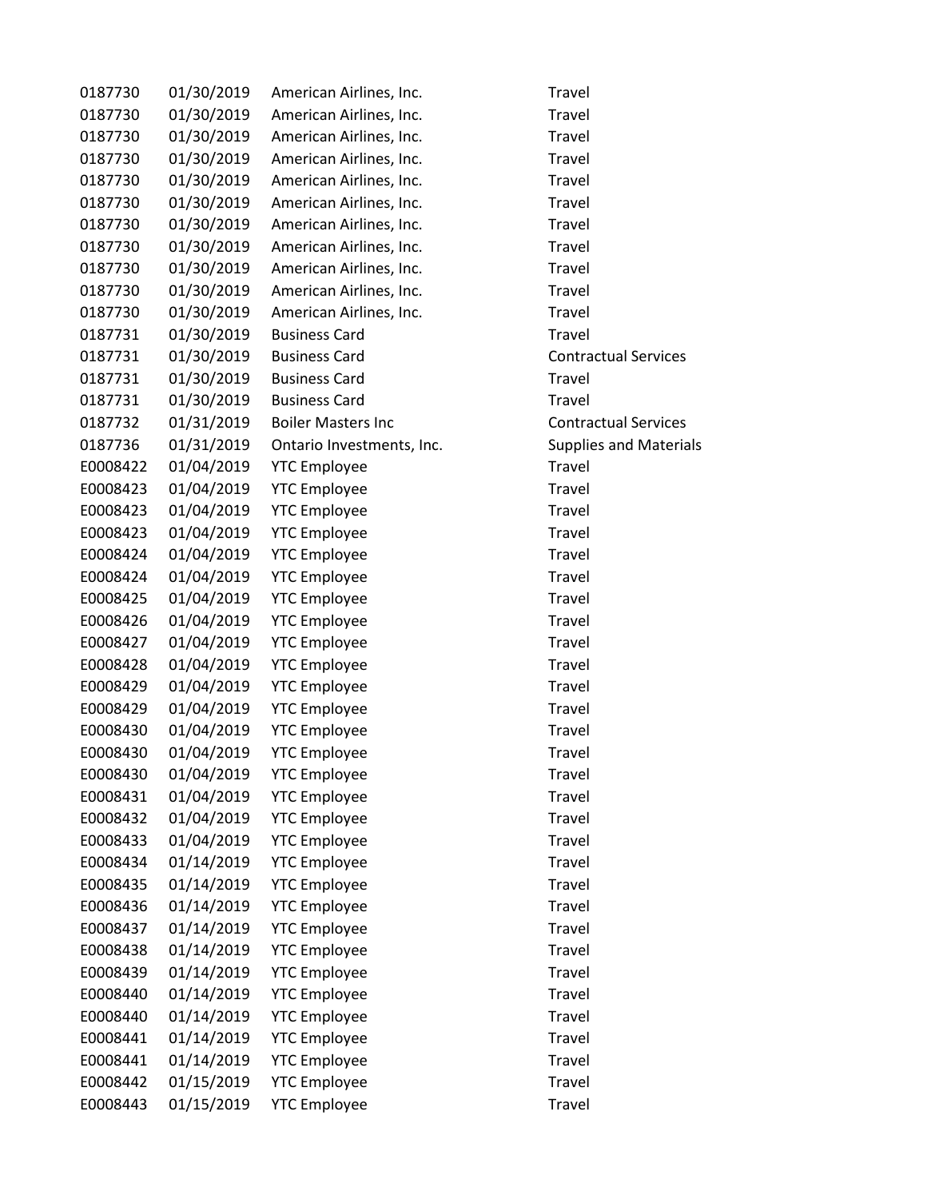| | | | |
|---|---|---|---|
| 0187730 | 01/30/2019 | American Airlines, Inc. | Travel |
| 0187730 | 01/30/2019 | American Airlines, Inc. | Travel |
| 0187730 | 01/30/2019 | American Airlines, Inc. | Travel |
| 0187730 | 01/30/2019 | American Airlines, Inc. | Travel |
| 0187730 | 01/30/2019 | American Airlines, Inc. | Travel |
| 0187730 | 01/30/2019 | American Airlines, Inc. | Travel |
| 0187730 | 01/30/2019 | American Airlines, Inc. | Travel |
| 0187730 | 01/30/2019 | American Airlines, Inc. | Travel |
| 0187730 | 01/30/2019 | American Airlines, Inc. | Travel |
| 0187730 | 01/30/2019 | American Airlines, Inc. | Travel |
| 0187730 | 01/30/2019 | American Airlines, Inc. | Travel |
| 0187731 | 01/30/2019 | Business Card | Travel |
| 0187731 | 01/30/2019 | Business Card | Contractual Services |
| 0187731 | 01/30/2019 | Business Card | Travel |
| 0187731 | 01/30/2019 | Business Card | Travel |
| 0187732 | 01/31/2019 | Boiler Masters Inc | Contractual Services |
| 0187736 | 01/31/2019 | Ontario Investments, Inc. | Supplies and Materials |
| E0008422 | 01/04/2019 | YTC Employee | Travel |
| E0008423 | 01/04/2019 | YTC Employee | Travel |
| E0008423 | 01/04/2019 | YTC Employee | Travel |
| E0008423 | 01/04/2019 | YTC Employee | Travel |
| E0008424 | 01/04/2019 | YTC Employee | Travel |
| E0008424 | 01/04/2019 | YTC Employee | Travel |
| E0008425 | 01/04/2019 | YTC Employee | Travel |
| E0008426 | 01/04/2019 | YTC Employee | Travel |
| E0008427 | 01/04/2019 | YTC Employee | Travel |
| E0008428 | 01/04/2019 | YTC Employee | Travel |
| E0008429 | 01/04/2019 | YTC Employee | Travel |
| E0008429 | 01/04/2019 | YTC Employee | Travel |
| E0008430 | 01/04/2019 | YTC Employee | Travel |
| E0008430 | 01/04/2019 | YTC Employee | Travel |
| E0008430 | 01/04/2019 | YTC Employee | Travel |
| E0008431 | 01/04/2019 | YTC Employee | Travel |
| E0008432 | 01/04/2019 | YTC Employee | Travel |
| E0008433 | 01/04/2019 | YTC Employee | Travel |
| E0008434 | 01/14/2019 | YTC Employee | Travel |
| E0008435 | 01/14/2019 | YTC Employee | Travel |
| E0008436 | 01/14/2019 | YTC Employee | Travel |
| E0008437 | 01/14/2019 | YTC Employee | Travel |
| E0008438 | 01/14/2019 | YTC Employee | Travel |
| E0008439 | 01/14/2019 | YTC Employee | Travel |
| E0008440 | 01/14/2019 | YTC Employee | Travel |
| E0008440 | 01/14/2019 | YTC Employee | Travel |
| E0008441 | 01/14/2019 | YTC Employee | Travel |
| E0008441 | 01/14/2019 | YTC Employee | Travel |
| E0008442 | 01/15/2019 | YTC Employee | Travel |
| E0008443 | 01/15/2019 | YTC Employee | Travel |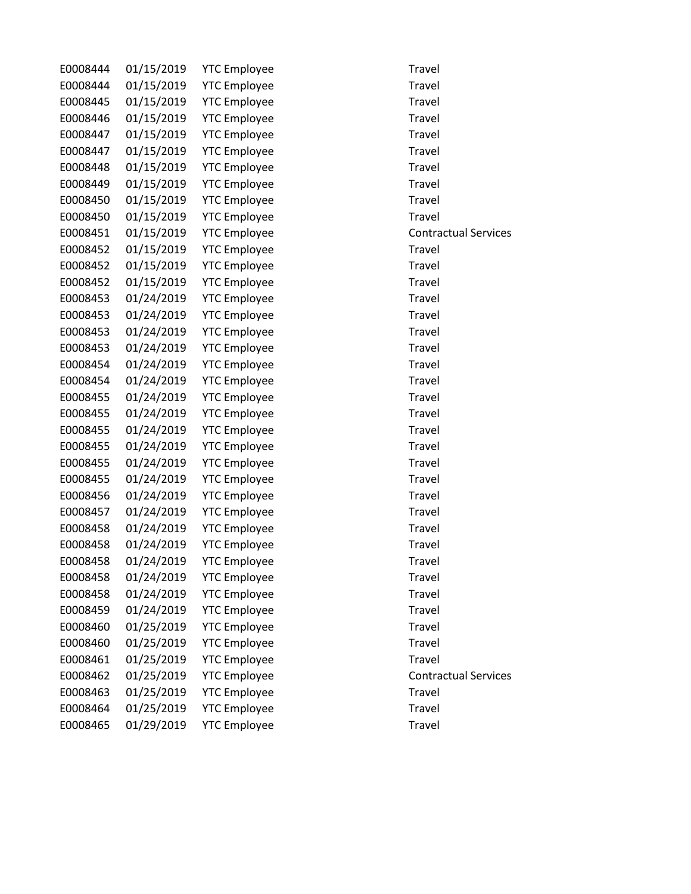| | | | |
|---|---|---|---|
| E0008444 | 01/15/2019 | YTC Employee | Travel |
| E0008444 | 01/15/2019 | YTC Employee | Travel |
| E0008445 | 01/15/2019 | YTC Employee | Travel |
| E0008446 | 01/15/2019 | YTC Employee | Travel |
| E0008447 | 01/15/2019 | YTC Employee | Travel |
| E0008447 | 01/15/2019 | YTC Employee | Travel |
| E0008448 | 01/15/2019 | YTC Employee | Travel |
| E0008449 | 01/15/2019 | YTC Employee | Travel |
| E0008450 | 01/15/2019 | YTC Employee | Travel |
| E0008450 | 01/15/2019 | YTC Employee | Travel |
| E0008451 | 01/15/2019 | YTC Employee | Contractual Services |
| E0008452 | 01/15/2019 | YTC Employee | Travel |
| E0008452 | 01/15/2019 | YTC Employee | Travel |
| E0008452 | 01/15/2019 | YTC Employee | Travel |
| E0008453 | 01/24/2019 | YTC Employee | Travel |
| E0008453 | 01/24/2019 | YTC Employee | Travel |
| E0008453 | 01/24/2019 | YTC Employee | Travel |
| E0008453 | 01/24/2019 | YTC Employee | Travel |
| E0008454 | 01/24/2019 | YTC Employee | Travel |
| E0008454 | 01/24/2019 | YTC Employee | Travel |
| E0008455 | 01/24/2019 | YTC Employee | Travel |
| E0008455 | 01/24/2019 | YTC Employee | Travel |
| E0008455 | 01/24/2019 | YTC Employee | Travel |
| E0008455 | 01/24/2019 | YTC Employee | Travel |
| E0008455 | 01/24/2019 | YTC Employee | Travel |
| E0008455 | 01/24/2019 | YTC Employee | Travel |
| E0008456 | 01/24/2019 | YTC Employee | Travel |
| E0008457 | 01/24/2019 | YTC Employee | Travel |
| E0008458 | 01/24/2019 | YTC Employee | Travel |
| E0008458 | 01/24/2019 | YTC Employee | Travel |
| E0008458 | 01/24/2019 | YTC Employee | Travel |
| E0008458 | 01/24/2019 | YTC Employee | Travel |
| E0008458 | 01/24/2019 | YTC Employee | Travel |
| E0008459 | 01/24/2019 | YTC Employee | Travel |
| E0008460 | 01/25/2019 | YTC Employee | Travel |
| E0008460 | 01/25/2019 | YTC Employee | Travel |
| E0008461 | 01/25/2019 | YTC Employee | Travel |
| E0008462 | 01/25/2019 | YTC Employee | Contractual Services |
| E0008463 | 01/25/2019 | YTC Employee | Travel |
| E0008464 | 01/25/2019 | YTC Employee | Travel |
| E0008465 | 01/29/2019 | YTC Employee | Travel |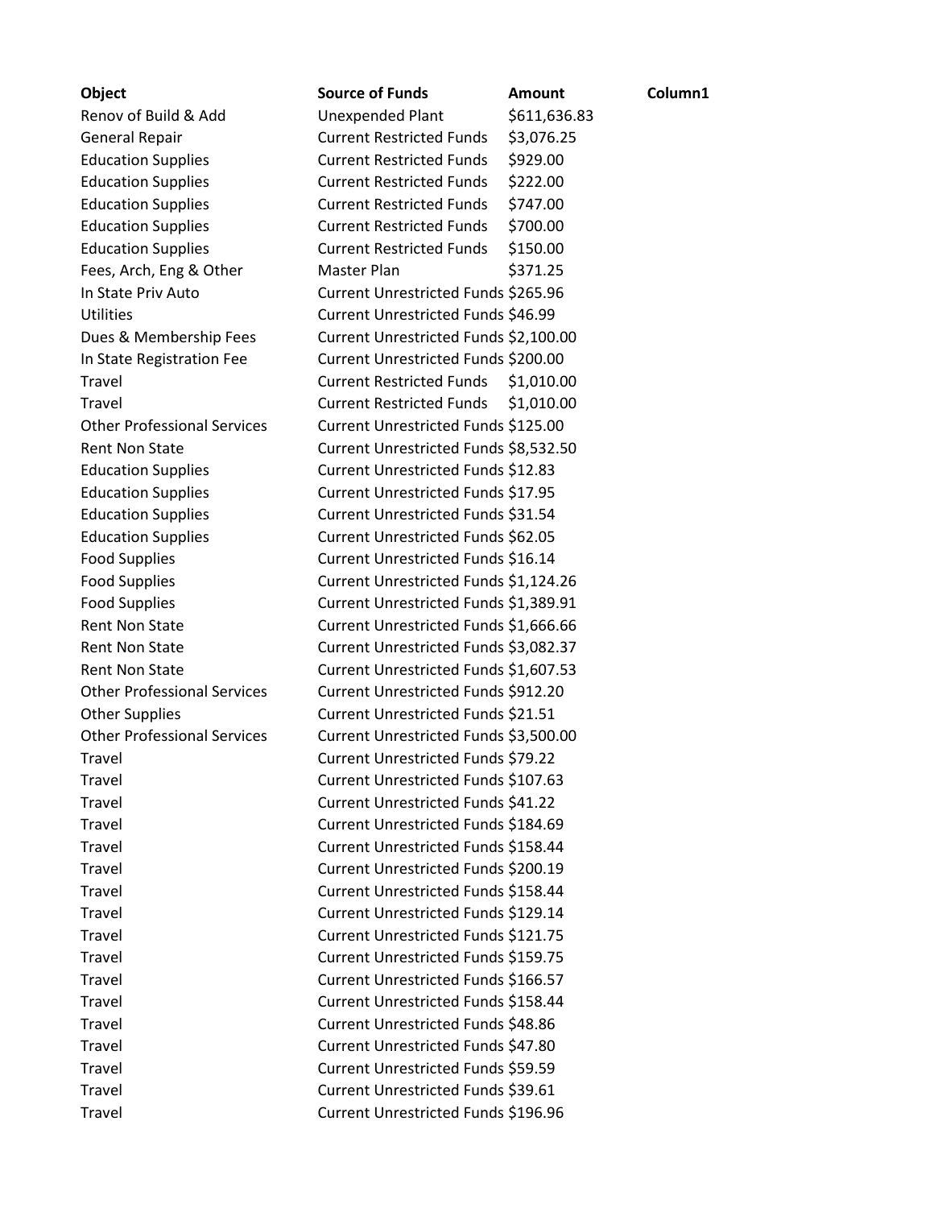| Object | Source of Funds | Amount | Column1 |
|---|---|---|---|
| Renov of Build & Add | Unexpended Plant | $611,636.83 | |
| General Repair | Current Restricted Funds | $3,076.25 | |
| Education Supplies | Current Restricted Funds | $929.00 | |
| Education Supplies | Current Restricted Funds | $222.00 | |
| Education Supplies | Current Restricted Funds | $747.00 | |
| Education Supplies | Current Restricted Funds | $700.00 | |
| Education Supplies | Current Restricted Funds | $150.00 | |
| Fees, Arch, Eng & Other | Master Plan | $371.25 | |
| In State Priv Auto | Current Unrestricted Funds | $265.96 | |
| Utilities | Current Unrestricted Funds | $46.99 | |
| Dues & Membership Fees | Current Unrestricted Funds | $2,100.00 | |
| In State Registration Fee | Current Unrestricted Funds | $200.00 | |
| Travel | Current Restricted Funds | $1,010.00 | |
| Travel | Current Restricted Funds | $1,010.00 | |
| Other Professional Services | Current Unrestricted Funds | $125.00 | |
| Rent Non State | Current Unrestricted Funds | $8,532.50 | |
| Education Supplies | Current Unrestricted Funds | $12.83 | |
| Education Supplies | Current Unrestricted Funds | $17.95 | |
| Education Supplies | Current Unrestricted Funds | $31.54 | |
| Education Supplies | Current Unrestricted Funds | $62.05 | |
| Food Supplies | Current Unrestricted Funds | $16.14 | |
| Food Supplies | Current Unrestricted Funds | $1,124.26 | |
| Food Supplies | Current Unrestricted Funds | $1,389.91 | |
| Rent Non State | Current Unrestricted Funds | $1,666.66 | |
| Rent Non State | Current Unrestricted Funds | $3,082.37 | |
| Rent Non State | Current Unrestricted Funds | $1,607.53 | |
| Other Professional Services | Current Unrestricted Funds | $912.20 | |
| Other Supplies | Current Unrestricted Funds | $21.51 | |
| Other Professional Services | Current Unrestricted Funds | $3,500.00 | |
| Travel | Current Unrestricted Funds | $79.22 | |
| Travel | Current Unrestricted Funds | $107.63 | |
| Travel | Current Unrestricted Funds | $41.22 | |
| Travel | Current Unrestricted Funds | $184.69 | |
| Travel | Current Unrestricted Funds | $158.44 | |
| Travel | Current Unrestricted Funds | $200.19 | |
| Travel | Current Unrestricted Funds | $158.44 | |
| Travel | Current Unrestricted Funds | $129.14 | |
| Travel | Current Unrestricted Funds | $121.75 | |
| Travel | Current Unrestricted Funds | $159.75 | |
| Travel | Current Unrestricted Funds | $166.57 | |
| Travel | Current Unrestricted Funds | $158.44 | |
| Travel | Current Unrestricted Funds | $48.86 | |
| Travel | Current Unrestricted Funds | $47.80 | |
| Travel | Current Unrestricted Funds | $59.59 | |
| Travel | Current Unrestricted Funds | $39.61 | |
| Travel | Current Unrestricted Funds | $196.96 | |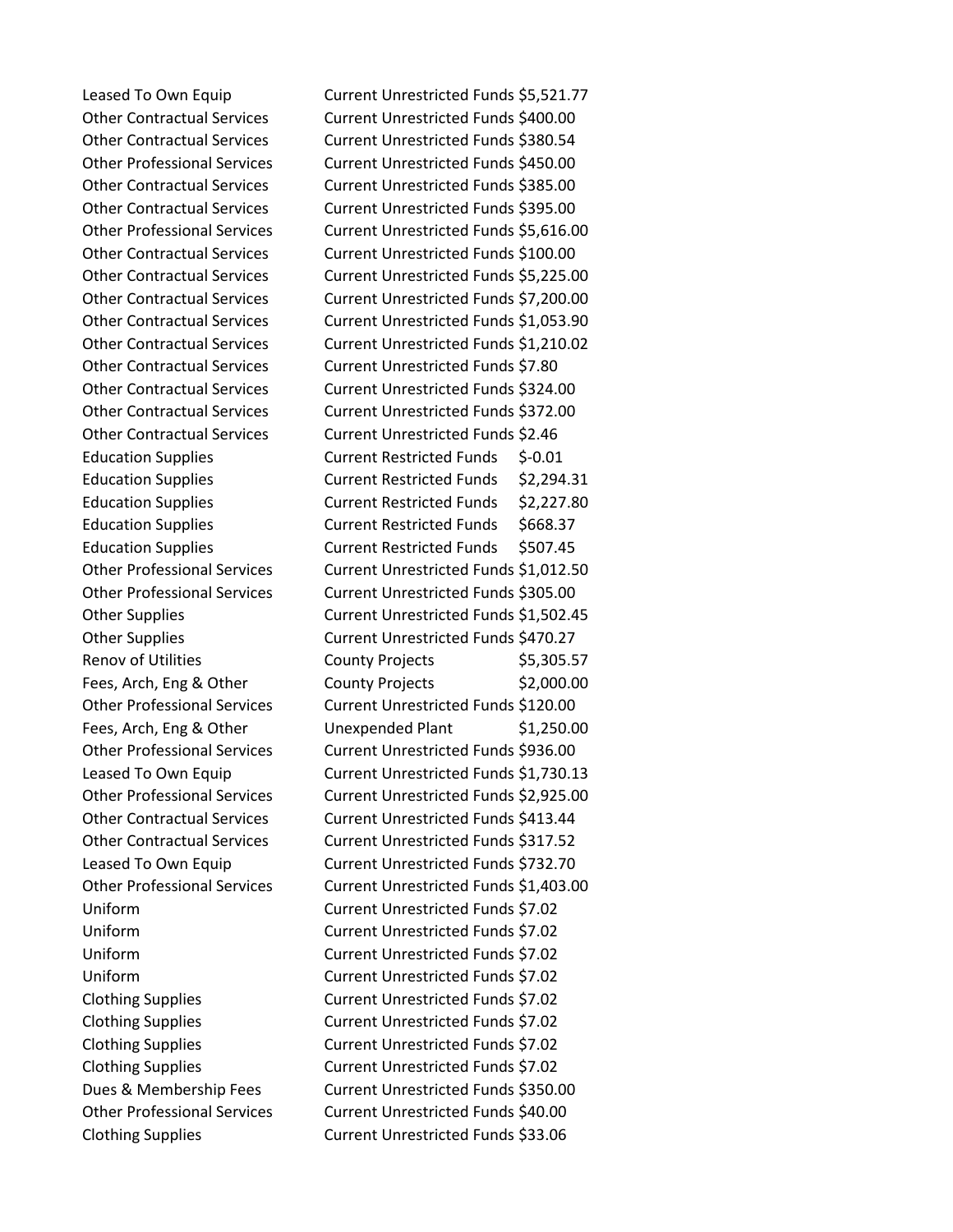| | | |
|---|---|---|
| Leased To Own Equip | Current Unrestricted Funds | $5,521.77 |
| Other Contractual Services | Current Unrestricted Funds | $400.00 |
| Other Contractual Services | Current Unrestricted Funds | $380.54 |
| Other Professional Services | Current Unrestricted Funds | $450.00 |
| Other Contractual Services | Current Unrestricted Funds | $385.00 |
| Other Contractual Services | Current Unrestricted Funds | $395.00 |
| Other Professional Services | Current Unrestricted Funds | $5,616.00 |
| Other Contractual Services | Current Unrestricted Funds | $100.00 |
| Other Contractual Services | Current Unrestricted Funds | $5,225.00 |
| Other Contractual Services | Current Unrestricted Funds | $7,200.00 |
| Other Contractual Services | Current Unrestricted Funds | $1,053.90 |
| Other Contractual Services | Current Unrestricted Funds | $1,210.02 |
| Other Contractual Services | Current Unrestricted Funds | $7.80 |
| Other Contractual Services | Current Unrestricted Funds | $324.00 |
| Other Contractual Services | Current Unrestricted Funds | $372.00 |
| Other Contractual Services | Current Unrestricted Funds | $2.46 |
| Education Supplies | Current Restricted Funds | $-0.01 |
| Education Supplies | Current Restricted Funds | $2,294.31 |
| Education Supplies | Current Restricted Funds | $2,227.80 |
| Education Supplies | Current Restricted Funds | $668.37 |
| Education Supplies | Current Restricted Funds | $507.45 |
| Other Professional Services | Current Unrestricted Funds | $1,012.50 |
| Other Professional Services | Current Unrestricted Funds | $305.00 |
| Other Supplies | Current Unrestricted Funds | $1,502.45 |
| Other Supplies | Current Unrestricted Funds | $470.27 |
| Renov of Utilities | County Projects | $5,305.57 |
| Fees, Arch, Eng & Other | County Projects | $2,000.00 |
| Other Professional Services | Current Unrestricted Funds | $120.00 |
| Fees, Arch, Eng & Other | Unexpended Plant | $1,250.00 |
| Other Professional Services | Current Unrestricted Funds | $936.00 |
| Leased To Own Equip | Current Unrestricted Funds | $1,730.13 |
| Other Professional Services | Current Unrestricted Funds | $2,925.00 |
| Other Contractual Services | Current Unrestricted Funds | $413.44 |
| Other Contractual Services | Current Unrestricted Funds | $317.52 |
| Leased To Own Equip | Current Unrestricted Funds | $732.70 |
| Other Professional Services | Current Unrestricted Funds | $1,403.00 |
| Uniform | Current Unrestricted Funds | $7.02 |
| Uniform | Current Unrestricted Funds | $7.02 |
| Uniform | Current Unrestricted Funds | $7.02 |
| Uniform | Current Unrestricted Funds | $7.02 |
| Clothing Supplies | Current Unrestricted Funds | $7.02 |
| Clothing Supplies | Current Unrestricted Funds | $7.02 |
| Clothing Supplies | Current Unrestricted Funds | $7.02 |
| Clothing Supplies | Current Unrestricted Funds | $7.02 |
| Dues & Membership Fees | Current Unrestricted Funds | $350.00 |
| Other Professional Services | Current Unrestricted Funds | $40.00 |
| Clothing Supplies | Current Unrestricted Funds | $33.06 |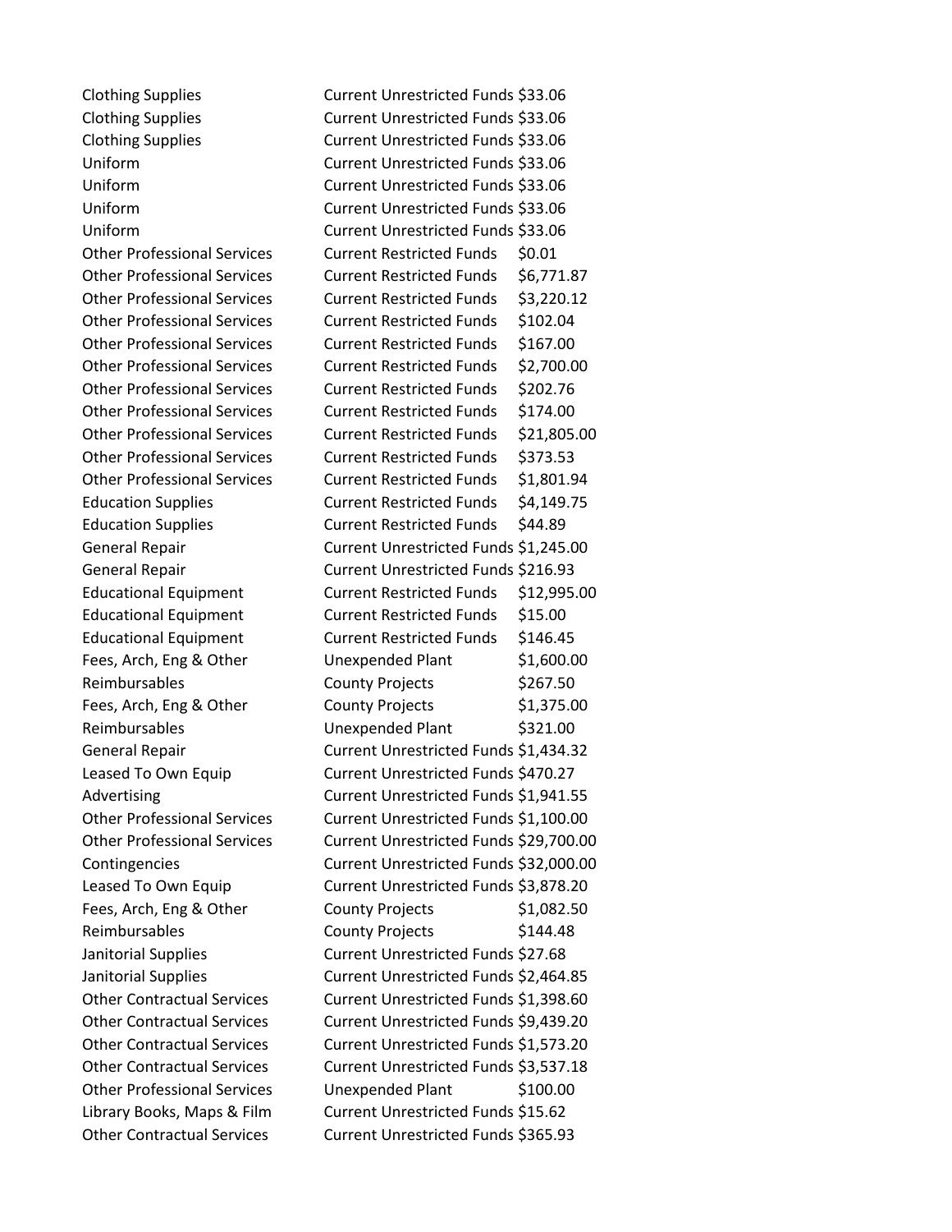| | | |
|---|---|---|
| Clothing Supplies | Current Unrestricted Funds | $33.06 |
| Clothing Supplies | Current Unrestricted Funds | $33.06 |
| Clothing Supplies | Current Unrestricted Funds | $33.06 |
| Uniform | Current Unrestricted Funds | $33.06 |
| Uniform | Current Unrestricted Funds | $33.06 |
| Uniform | Current Unrestricted Funds | $33.06 |
| Uniform | Current Unrestricted Funds | $33.06 |
| Other Professional Services | Current Restricted Funds | $0.01 |
| Other Professional Services | Current Restricted Funds | $6,771.87 |
| Other Professional Services | Current Restricted Funds | $3,220.12 |
| Other Professional Services | Current Restricted Funds | $102.04 |
| Other Professional Services | Current Restricted Funds | $167.00 |
| Other Professional Services | Current Restricted Funds | $2,700.00 |
| Other Professional Services | Current Restricted Funds | $202.76 |
| Other Professional Services | Current Restricted Funds | $174.00 |
| Other Professional Services | Current Restricted Funds | $21,805.00 |
| Other Professional Services | Current Restricted Funds | $373.53 |
| Other Professional Services | Current Restricted Funds | $1,801.94 |
| Education Supplies | Current Restricted Funds | $4,149.75 |
| Education Supplies | Current Restricted Funds | $44.89 |
| General Repair | Current Unrestricted Funds | $1,245.00 |
| General Repair | Current Unrestricted Funds | $216.93 |
| Educational Equipment | Current Restricted Funds | $12,995.00 |
| Educational Equipment | Current Restricted Funds | $15.00 |
| Educational Equipment | Current Restricted Funds | $146.45 |
| Fees, Arch, Eng & Other | Unexpended Plant | $1,600.00 |
| Reimbursables | County Projects | $267.50 |
| Fees, Arch, Eng & Other | County Projects | $1,375.00 |
| Reimbursables | Unexpended Plant | $321.00 |
| General Repair | Current Unrestricted Funds | $1,434.32 |
| Leased To Own Equip | Current Unrestricted Funds | $470.27 |
| Advertising | Current Unrestricted Funds | $1,941.55 |
| Other Professional Services | Current Unrestricted Funds | $1,100.00 |
| Other Professional Services | Current Unrestricted Funds | $29,700.00 |
| Contingencies | Current Unrestricted Funds | $32,000.00 |
| Leased To Own Equip | Current Unrestricted Funds | $3,878.20 |
| Fees, Arch, Eng & Other | County Projects | $1,082.50 |
| Reimbursables | County Projects | $144.48 |
| Janitorial Supplies | Current Unrestricted Funds | $27.68 |
| Janitorial Supplies | Current Unrestricted Funds | $2,464.85 |
| Other Contractual Services | Current Unrestricted Funds | $1,398.60 |
| Other Contractual Services | Current Unrestricted Funds | $9,439.20 |
| Other Contractual Services | Current Unrestricted Funds | $1,573.20 |
| Other Contractual Services | Current Unrestricted Funds | $3,537.18 |
| Other Professional Services | Unexpended Plant | $100.00 |
| Library Books, Maps & Film | Current Unrestricted Funds | $15.62 |
| Other Contractual Services | Current Unrestricted Funds | $365.93 |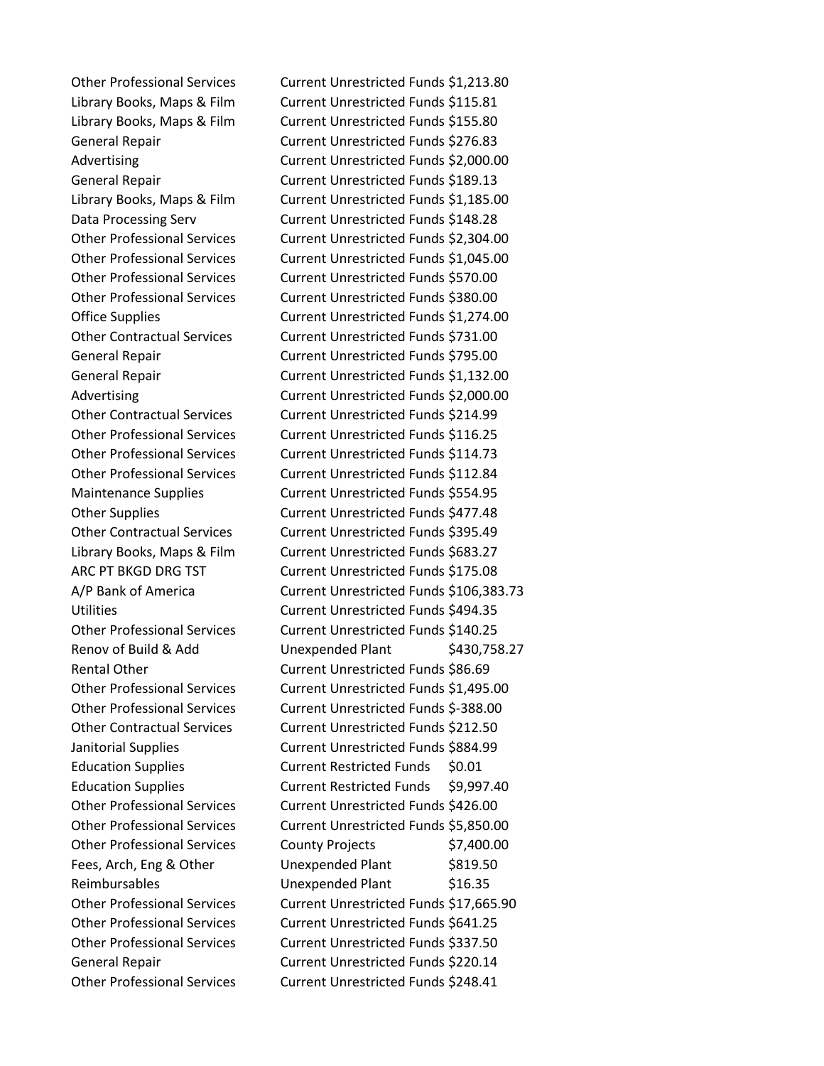| | | |
|---|---|---|
| Other Professional Services | Current Unrestricted Funds | $1,213.80 |
| Library Books, Maps & Film | Current Unrestricted Funds | $115.81 |
| Library Books, Maps & Film | Current Unrestricted Funds | $155.80 |
| General Repair | Current Unrestricted Funds | $276.83 |
| Advertising | Current Unrestricted Funds | $2,000.00 |
| General Repair | Current Unrestricted Funds | $189.13 |
| Library Books, Maps & Film | Current Unrestricted Funds | $1,185.00 |
| Data Processing Serv | Current Unrestricted Funds | $148.28 |
| Other Professional Services | Current Unrestricted Funds | $2,304.00 |
| Other Professional Services | Current Unrestricted Funds | $1,045.00 |
| Other Professional Services | Current Unrestricted Funds | $570.00 |
| Other Professional Services | Current Unrestricted Funds | $380.00 |
| Office Supplies | Current Unrestricted Funds | $1,274.00 |
| Other Contractual Services | Current Unrestricted Funds | $731.00 |
| General Repair | Current Unrestricted Funds | $795.00 |
| General Repair | Current Unrestricted Funds | $1,132.00 |
| Advertising | Current Unrestricted Funds | $2,000.00 |
| Other Contractual Services | Current Unrestricted Funds | $214.99 |
| Other Professional Services | Current Unrestricted Funds | $116.25 |
| Other Professional Services | Current Unrestricted Funds | $114.73 |
| Other Professional Services | Current Unrestricted Funds | $112.84 |
| Maintenance Supplies | Current Unrestricted Funds | $554.95 |
| Other Supplies | Current Unrestricted Funds | $477.48 |
| Other Contractual Services | Current Unrestricted Funds | $395.49 |
| Library Books, Maps & Film | Current Unrestricted Funds | $683.27 |
| ARC PT BKGD DRG TST | Current Unrestricted Funds | $175.08 |
| A/P Bank of America | Current Unrestricted Funds | $106,383.73 |
| Utilities | Current Unrestricted Funds | $494.35 |
| Other Professional Services | Current Unrestricted Funds | $140.25 |
| Renov of Build & Add | Unexpended Plant | $430,758.27 |
| Rental Other | Current Unrestricted Funds | $86.69 |
| Other Professional Services | Current Unrestricted Funds | $1,495.00 |
| Other Professional Services | Current Unrestricted Funds | $-388.00 |
| Other Contractual Services | Current Unrestricted Funds | $212.50 |
| Janitorial Supplies | Current Unrestricted Funds | $884.99 |
| Education Supplies | Current Restricted Funds | $0.01 |
| Education Supplies | Current Restricted Funds | $9,997.40 |
| Other Professional Services | Current Unrestricted Funds | $426.00 |
| Other Professional Services | Current Unrestricted Funds | $5,850.00 |
| Other Professional Services | County Projects | $7,400.00 |
| Fees, Arch, Eng & Other | Unexpended Plant | $819.50 |
| Reimbursables | Unexpended Plant | $16.35 |
| Other Professional Services | Current Unrestricted Funds | $17,665.90 |
| Other Professional Services | Current Unrestricted Funds | $641.25 |
| Other Professional Services | Current Unrestricted Funds | $337.50 |
| General Repair | Current Unrestricted Funds | $220.14 |
| Other Professional Services | Current Unrestricted Funds | $248.41 |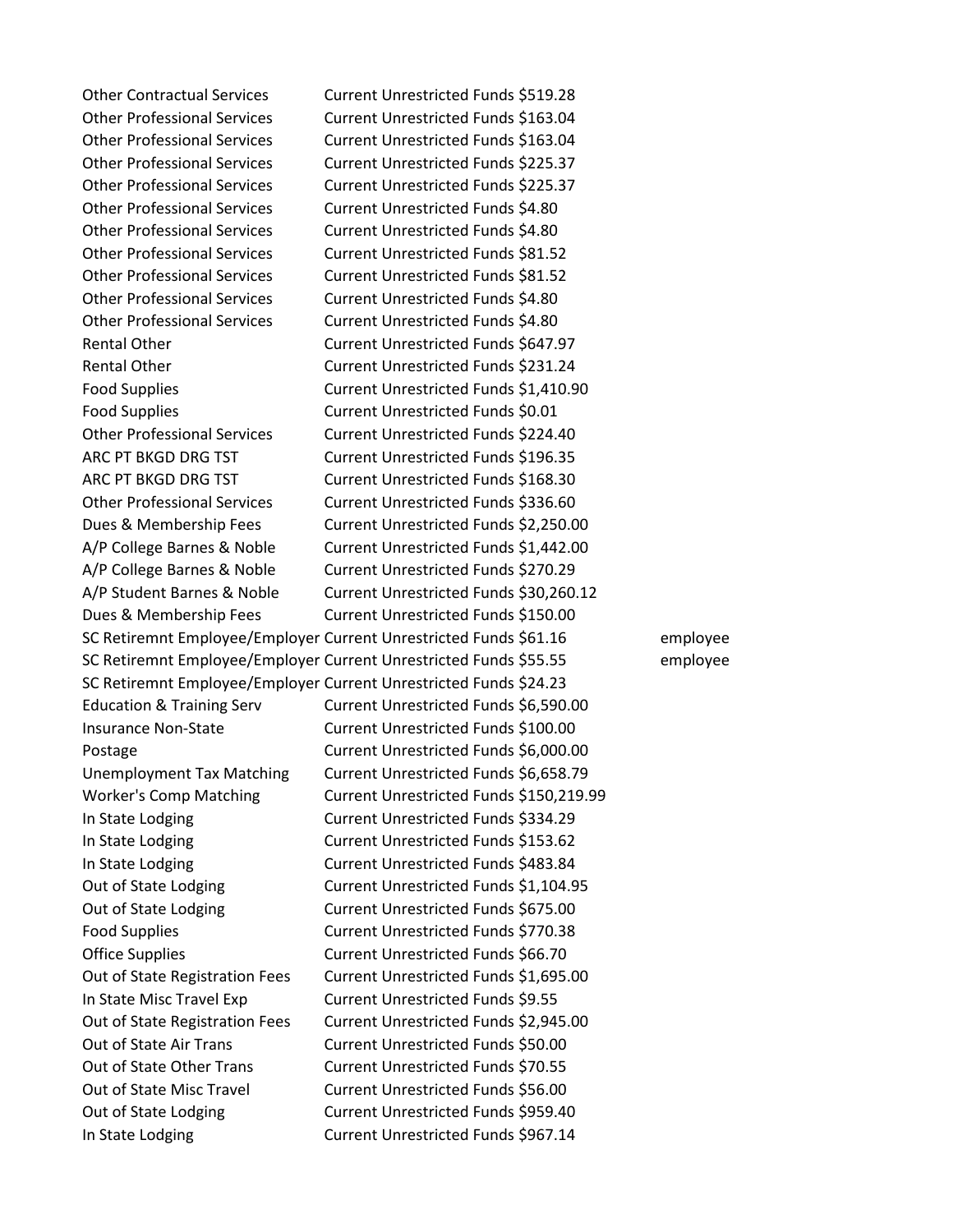| | | | |
|---|---|---|---|
| Other Contractual Services | Current Unrestricted Funds | $519.28 | |
| Other Professional Services | Current Unrestricted Funds | $163.04 | |
| Other Professional Services | Current Unrestricted Funds | $163.04 | |
| Other Professional Services | Current Unrestricted Funds | $225.37 | |
| Other Professional Services | Current Unrestricted Funds | $225.37 | |
| Other Professional Services | Current Unrestricted Funds | $4.80 | |
| Other Professional Services | Current Unrestricted Funds | $4.80 | |
| Other Professional Services | Current Unrestricted Funds | $81.52 | |
| Other Professional Services | Current Unrestricted Funds | $81.52 | |
| Other Professional Services | Current Unrestricted Funds | $4.80 | |
| Other Professional Services | Current Unrestricted Funds | $4.80 | |
| Rental Other | Current Unrestricted Funds | $647.97 | |
| Rental Other | Current Unrestricted Funds | $231.24 | |
| Food Supplies | Current Unrestricted Funds | $1,410.90 | |
| Food Supplies | Current Unrestricted Funds | $0.01 | |
| Other Professional Services | Current Unrestricted Funds | $224.40 | |
| ARC PT BKGD DRG TST | Current Unrestricted Funds | $196.35 | |
| ARC PT BKGD DRG TST | Current Unrestricted Funds | $168.30 | |
| Other Professional Services | Current Unrestricted Funds | $336.60 | |
| Dues & Membership Fees | Current Unrestricted Funds | $2,250.00 | |
| A/P College Barnes & Noble | Current Unrestricted Funds | $1,442.00 | |
| A/P College Barnes & Noble | Current Unrestricted Funds | $270.29 | |
| A/P Student Barnes & Noble | Current Unrestricted Funds | $30,260.12 | |
| Dues & Membership Fees | Current Unrestricted Funds | $150.00 | |
| SC Retiremnt Employee/Employer | Current Unrestricted Funds | $61.16 | employee |
| SC Retiremnt Employee/Employer | Current Unrestricted Funds | $55.55 | employee |
| SC Retiremnt Employee/Employer | Current Unrestricted Funds | $24.23 | |
| Education & Training Serv | Current Unrestricted Funds | $6,590.00 | |
| Insurance Non-State | Current Unrestricted Funds | $100.00 | |
| Postage | Current Unrestricted Funds | $6,000.00 | |
| Unemployment Tax Matching | Current Unrestricted Funds | $6,658.79 | |
| Worker's Comp Matching | Current Unrestricted Funds | $150,219.99 | |
| In State Lodging | Current Unrestricted Funds | $334.29 | |
| In State Lodging | Current Unrestricted Funds | $153.62 | |
| In State Lodging | Current Unrestricted Funds | $483.84 | |
| Out of State Lodging | Current Unrestricted Funds | $1,104.95 | |
| Out of State Lodging | Current Unrestricted Funds | $675.00 | |
| Food Supplies | Current Unrestricted Funds | $770.38 | |
| Office Supplies | Current Unrestricted Funds | $66.70 | |
| Out of State Registration Fees | Current Unrestricted Funds | $1,695.00 | |
| In State Misc Travel Exp | Current Unrestricted Funds | $9.55 | |
| Out of State Registration Fees | Current Unrestricted Funds | $2,945.00 | |
| Out of State Air Trans | Current Unrestricted Funds | $50.00 | |
| Out of State Other Trans | Current Unrestricted Funds | $70.55 | |
| Out of State Misc Travel | Current Unrestricted Funds | $56.00 | |
| Out of State Lodging | Current Unrestricted Funds | $959.40 | |
| In State Lodging | Current Unrestricted Funds | $967.14 | |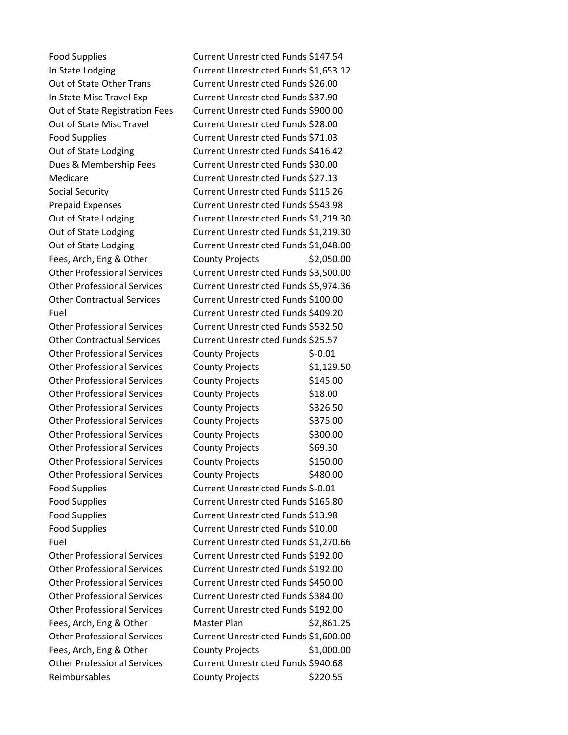| | | |
|---|---|---|
| Food Supplies | Current Unrestricted Funds | $147.54 |
| In State Lodging | Current Unrestricted Funds | $1,653.12 |
| Out of State Other Trans | Current Unrestricted Funds | $26.00 |
| In State Misc Travel Exp | Current Unrestricted Funds | $37.90 |
| Out of State Registration Fees | Current Unrestricted Funds | $900.00 |
| Out of State Misc Travel | Current Unrestricted Funds | $28.00 |
| Food Supplies | Current Unrestricted Funds | $71.03 |
| Out of State Lodging | Current Unrestricted Funds | $416.42 |
| Dues & Membership Fees | Current Unrestricted Funds | $30.00 |
| Medicare | Current Unrestricted Funds | $27.13 |
| Social Security | Current Unrestricted Funds | $115.26 |
| Prepaid Expenses | Current Unrestricted Funds | $543.98 |
| Out of State Lodging | Current Unrestricted Funds | $1,219.30 |
| Out of State Lodging | Current Unrestricted Funds | $1,219.30 |
| Out of State Lodging | Current Unrestricted Funds | $1,048.00 |
| Fees, Arch, Eng & Other | County Projects | $2,050.00 |
| Other Professional Services | Current Unrestricted Funds | $3,500.00 |
| Other Professional Services | Current Unrestricted Funds | $5,974.36 |
| Other Contractual Services | Current Unrestricted Funds | $100.00 |
| Fuel | Current Unrestricted Funds | $409.20 |
| Other Professional Services | Current Unrestricted Funds | $532.50 |
| Other Contractual Services | Current Unrestricted Funds | $25.57 |
| Other Professional Services | County Projects | $-0.01 |
| Other Professional Services | County Projects | $1,129.50 |
| Other Professional Services | County Projects | $145.00 |
| Other Professional Services | County Projects | $18.00 |
| Other Professional Services | County Projects | $326.50 |
| Other Professional Services | County Projects | $375.00 |
| Other Professional Services | County Projects | $300.00 |
| Other Professional Services | County Projects | $69.30 |
| Other Professional Services | County Projects | $150.00 |
| Other Professional Services | County Projects | $480.00 |
| Food Supplies | Current Unrestricted Funds | $-0.01 |
| Food Supplies | Current Unrestricted Funds | $165.80 |
| Food Supplies | Current Unrestricted Funds | $13.98 |
| Food Supplies | Current Unrestricted Funds | $10.00 |
| Fuel | Current Unrestricted Funds | $1,270.66 |
| Other Professional Services | Current Unrestricted Funds | $192.00 |
| Other Professional Services | Current Unrestricted Funds | $192.00 |
| Other Professional Services | Current Unrestricted Funds | $450.00 |
| Other Professional Services | Current Unrestricted Funds | $384.00 |
| Other Professional Services | Current Unrestricted Funds | $192.00 |
| Fees, Arch, Eng & Other | Master Plan | $2,861.25 |
| Other Professional Services | Current Unrestricted Funds | $1,600.00 |
| Fees, Arch, Eng & Other | County Projects | $1,000.00 |
| Other Professional Services | Current Unrestricted Funds | $940.68 |
| Reimbursables | County Projects | $220.55 |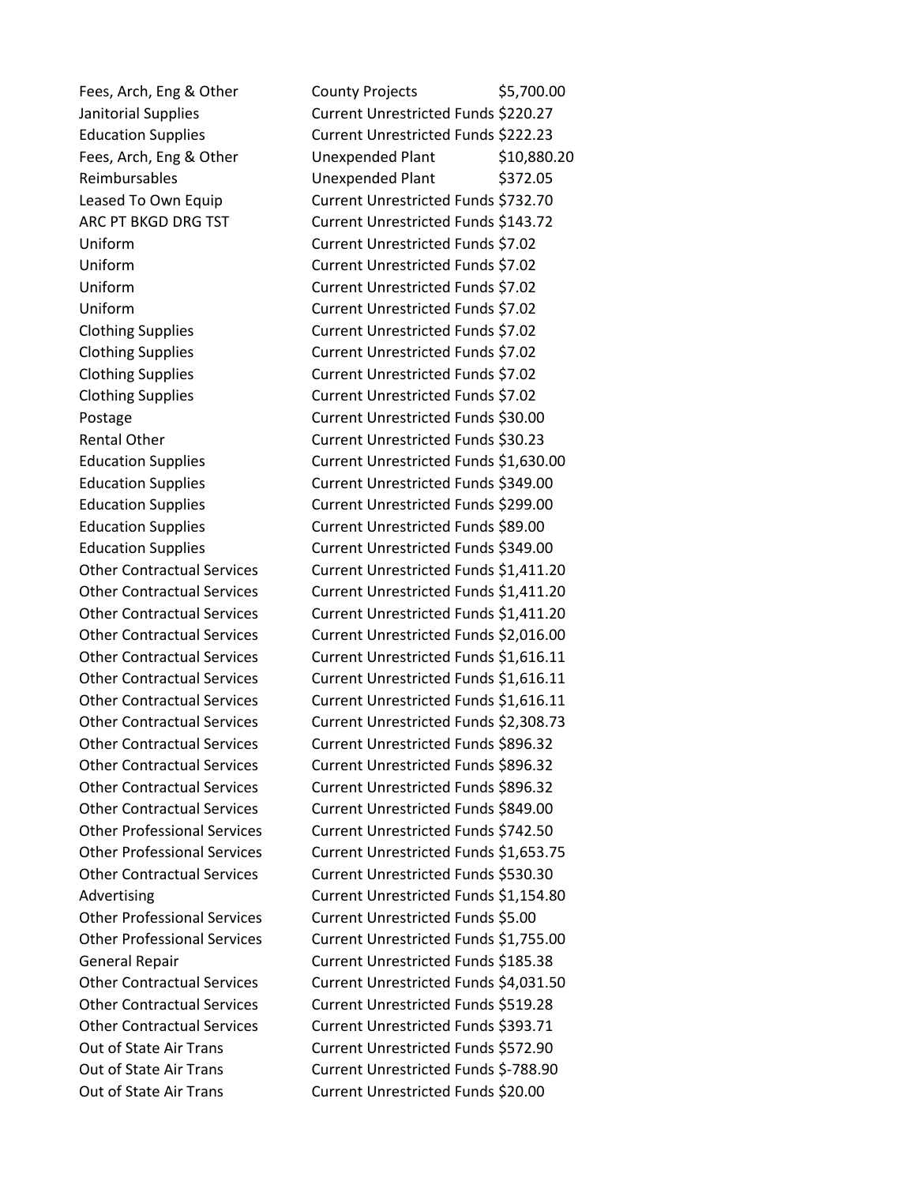| | | |
|---|---|---|
| Fees, Arch, Eng & Other | County Projects | $5,700.00 |
| Janitorial Supplies | Current Unrestricted Funds | $220.27 |
| Education Supplies | Current Unrestricted Funds | $222.23 |
| Fees, Arch, Eng & Other | Unexpended Plant | $10,880.20 |
| Reimbursables | Unexpended Plant | $372.05 |
| Leased To Own Equip | Current Unrestricted Funds | $732.70 |
| ARC PT BKGD DRG TST | Current Unrestricted Funds | $143.72 |
| Uniform | Current Unrestricted Funds | $7.02 |
| Uniform | Current Unrestricted Funds | $7.02 |
| Uniform | Current Unrestricted Funds | $7.02 |
| Uniform | Current Unrestricted Funds | $7.02 |
| Clothing Supplies | Current Unrestricted Funds | $7.02 |
| Clothing Supplies | Current Unrestricted Funds | $7.02 |
| Clothing Supplies | Current Unrestricted Funds | $7.02 |
| Clothing Supplies | Current Unrestricted Funds | $7.02 |
| Postage | Current Unrestricted Funds | $30.00 |
| Rental Other | Current Unrestricted Funds | $30.23 |
| Education Supplies | Current Unrestricted Funds | $1,630.00 |
| Education Supplies | Current Unrestricted Funds | $349.00 |
| Education Supplies | Current Unrestricted Funds | $299.00 |
| Education Supplies | Current Unrestricted Funds | $89.00 |
| Education Supplies | Current Unrestricted Funds | $349.00 |
| Other Contractual Services | Current Unrestricted Funds | $1,411.20 |
| Other Contractual Services | Current Unrestricted Funds | $1,411.20 |
| Other Contractual Services | Current Unrestricted Funds | $1,411.20 |
| Other Contractual Services | Current Unrestricted Funds | $2,016.00 |
| Other Contractual Services | Current Unrestricted Funds | $1,616.11 |
| Other Contractual Services | Current Unrestricted Funds | $1,616.11 |
| Other Contractual Services | Current Unrestricted Funds | $1,616.11 |
| Other Contractual Services | Current Unrestricted Funds | $2,308.73 |
| Other Contractual Services | Current Unrestricted Funds | $896.32 |
| Other Contractual Services | Current Unrestricted Funds | $896.32 |
| Other Contractual Services | Current Unrestricted Funds | $896.32 |
| Other Contractual Services | Current Unrestricted Funds | $849.00 |
| Other Professional Services | Current Unrestricted Funds | $742.50 |
| Other Professional Services | Current Unrestricted Funds | $1,653.75 |
| Other Contractual Services | Current Unrestricted Funds | $530.30 |
| Advertising | Current Unrestricted Funds | $1,154.80 |
| Other Professional Services | Current Unrestricted Funds | $5.00 |
| Other Professional Services | Current Unrestricted Funds | $1,755.00 |
| General Repair | Current Unrestricted Funds | $185.38 |
| Other Contractual Services | Current Unrestricted Funds | $4,031.50 |
| Other Contractual Services | Current Unrestricted Funds | $519.28 |
| Other Contractual Services | Current Unrestricted Funds | $393.71 |
| Out of State Air Trans | Current Unrestricted Funds | $572.90 |
| Out of State Air Trans | Current Unrestricted Funds | $-788.90 |
| Out of State Air Trans | Current Unrestricted Funds | $20.00 |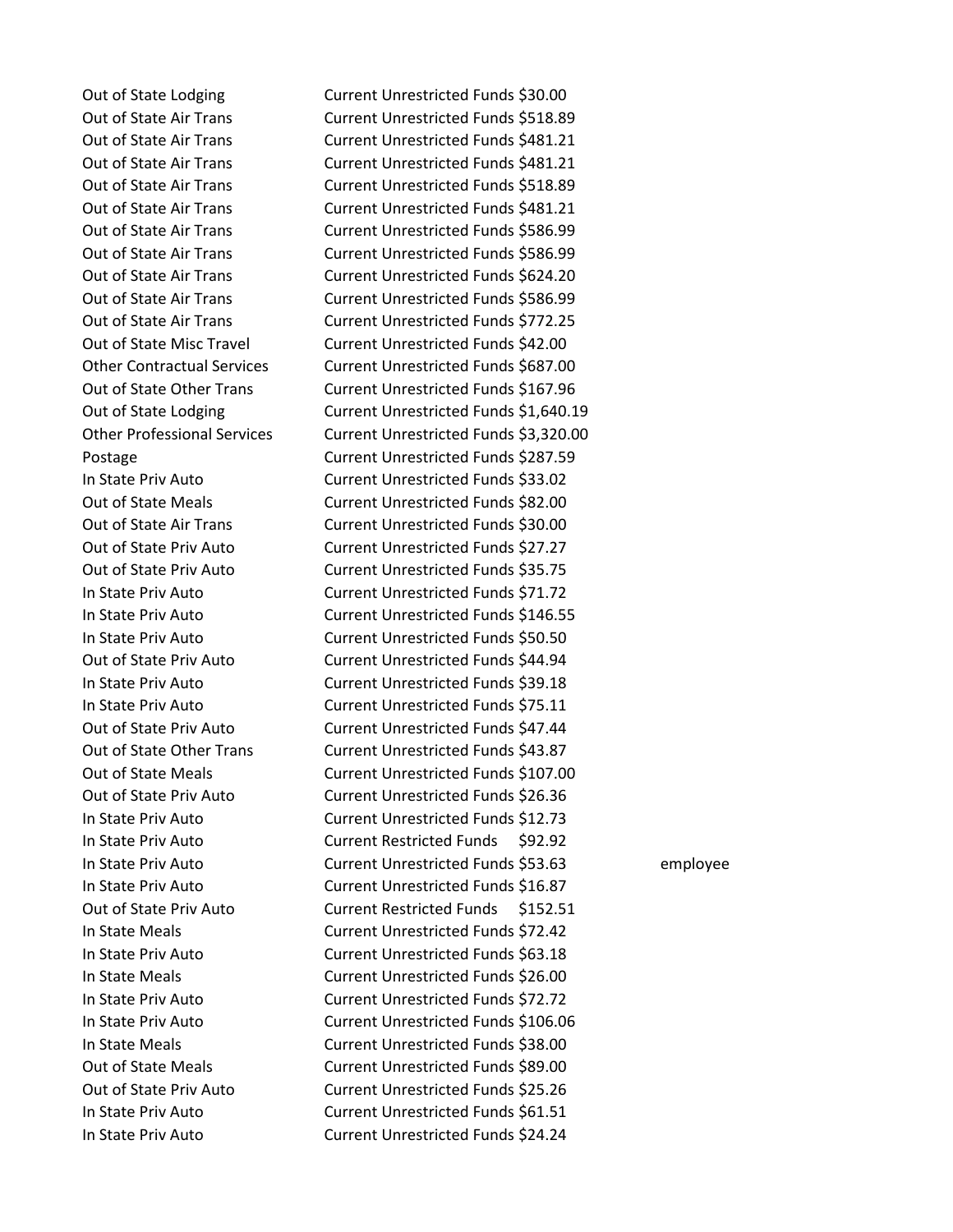| | | | |
|---|---|---|---|
| Out of State Lodging | Current Unrestricted Funds | $30.00 | |
| Out of State Air Trans | Current Unrestricted Funds | $518.89 | |
| Out of State Air Trans | Current Unrestricted Funds | $481.21 | |
| Out of State Air Trans | Current Unrestricted Funds | $481.21 | |
| Out of State Air Trans | Current Unrestricted Funds | $518.89 | |
| Out of State Air Trans | Current Unrestricted Funds | $481.21 | |
| Out of State Air Trans | Current Unrestricted Funds | $586.99 | |
| Out of State Air Trans | Current Unrestricted Funds | $586.99 | |
| Out of State Air Trans | Current Unrestricted Funds | $624.20 | |
| Out of State Air Trans | Current Unrestricted Funds | $586.99 | |
| Out of State Air Trans | Current Unrestricted Funds | $772.25 | |
| Out of State Misc Travel | Current Unrestricted Funds | $42.00 | |
| Other Contractual Services | Current Unrestricted Funds | $687.00 | |
| Out of State Other Trans | Current Unrestricted Funds | $167.96 | |
| Out of State Lodging | Current Unrestricted Funds | $1,640.19 | |
| Other Professional Services | Current Unrestricted Funds | $3,320.00 | |
| Postage | Current Unrestricted Funds | $287.59 | |
| In State Priv Auto | Current Unrestricted Funds | $33.02 | |
| Out of State Meals | Current Unrestricted Funds | $82.00 | |
| Out of State Air Trans | Current Unrestricted Funds | $30.00 | |
| Out of State Priv Auto | Current Unrestricted Funds | $27.27 | |
| Out of State Priv Auto | Current Unrestricted Funds | $35.75 | |
| In State Priv Auto | Current Unrestricted Funds | $71.72 | |
| In State Priv Auto | Current Unrestricted Funds | $146.55 | |
| In State Priv Auto | Current Unrestricted Funds | $50.50 | |
| Out of State Priv Auto | Current Unrestricted Funds | $44.94 | |
| In State Priv Auto | Current Unrestricted Funds | $39.18 | |
| In State Priv Auto | Current Unrestricted Funds | $75.11 | |
| Out of State Priv Auto | Current Unrestricted Funds | $47.44 | |
| Out of State Other Trans | Current Unrestricted Funds | $43.87 | |
| Out of State Meals | Current Unrestricted Funds | $107.00 | |
| Out of State Priv Auto | Current Unrestricted Funds | $26.36 | |
| In State Priv Auto | Current Unrestricted Funds | $12.73 | |
| In State Priv Auto | Current Restricted Funds | $92.92 | |
| In State Priv Auto | Current Unrestricted Funds | $53.63 | employee |
| In State Priv Auto | Current Unrestricted Funds | $16.87 | |
| Out of State Priv Auto | Current Restricted Funds | $152.51 | |
| In State Meals | Current Unrestricted Funds | $72.42 | |
| In State Priv Auto | Current Unrestricted Funds | $63.18 | |
| In State Meals | Current Unrestricted Funds | $26.00 | |
| In State Priv Auto | Current Unrestricted Funds | $72.72 | |
| In State Priv Auto | Current Unrestricted Funds | $106.06 | |
| In State Meals | Current Unrestricted Funds | $38.00 | |
| Out of State Meals | Current Unrestricted Funds | $89.00 | |
| Out of State Priv Auto | Current Unrestricted Funds | $25.26 | |
| In State Priv Auto | Current Unrestricted Funds | $61.51 | |
| In State Priv Auto | Current Unrestricted Funds | $24.24 | |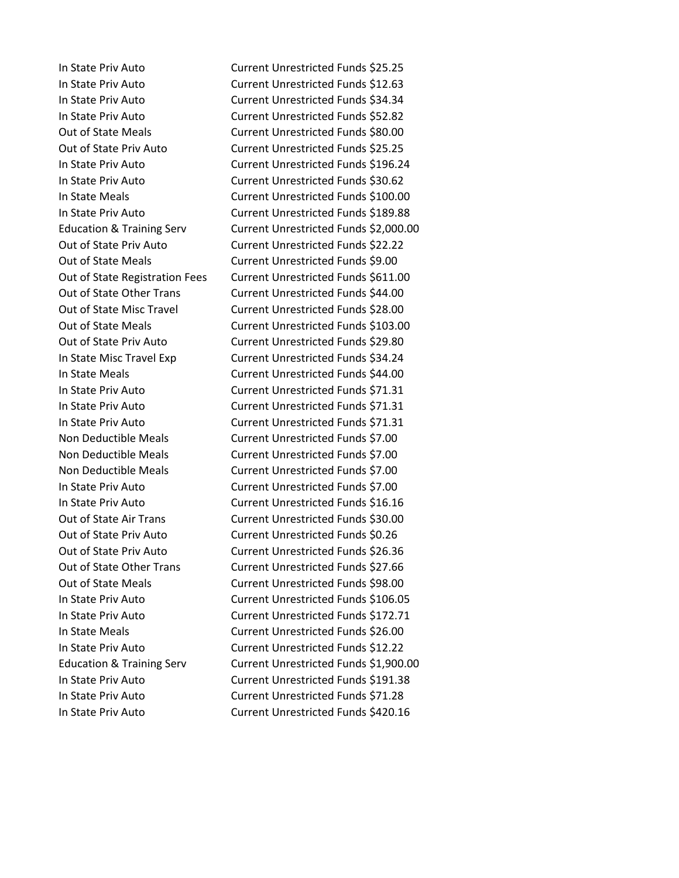| | |
|---|---|
| In State Priv Auto | Current Unrestricted Funds $25.25 |
| In State Priv Auto | Current Unrestricted Funds $12.63 |
| In State Priv Auto | Current Unrestricted Funds $34.34 |
| In State Priv Auto | Current Unrestricted Funds $52.82 |
| Out of State Meals | Current Unrestricted Funds $80.00 |
| Out of State Priv Auto | Current Unrestricted Funds $25.25 |
| In State Priv Auto | Current Unrestricted Funds $196.24 |
| In State Priv Auto | Current Unrestricted Funds $30.62 |
| In State Meals | Current Unrestricted Funds $100.00 |
| In State Priv Auto | Current Unrestricted Funds $189.88 |
| Education & Training Serv | Current Unrestricted Funds $2,000.00 |
| Out of State Priv Auto | Current Unrestricted Funds $22.22 |
| Out of State Meals | Current Unrestricted Funds $9.00 |
| Out of State Registration Fees | Current Unrestricted Funds $611.00 |
| Out of State Other Trans | Current Unrestricted Funds $44.00 |
| Out of State Misc Travel | Current Unrestricted Funds $28.00 |
| Out of State Meals | Current Unrestricted Funds $103.00 |
| Out of State Priv Auto | Current Unrestricted Funds $29.80 |
| In State Misc Travel Exp | Current Unrestricted Funds $34.24 |
| In State Meals | Current Unrestricted Funds $44.00 |
| In State Priv Auto | Current Unrestricted Funds $71.31 |
| In State Priv Auto | Current Unrestricted Funds $71.31 |
| In State Priv Auto | Current Unrestricted Funds $71.31 |
| Non Deductible Meals | Current Unrestricted Funds $7.00 |
| Non Deductible Meals | Current Unrestricted Funds $7.00 |
| Non Deductible Meals | Current Unrestricted Funds $7.00 |
| In State Priv Auto | Current Unrestricted Funds $7.00 |
| In State Priv Auto | Current Unrestricted Funds $16.16 |
| Out of State Air Trans | Current Unrestricted Funds $30.00 |
| Out of State Priv Auto | Current Unrestricted Funds $0.26 |
| Out of State Priv Auto | Current Unrestricted Funds $26.36 |
| Out of State Other Trans | Current Unrestricted Funds $27.66 |
| Out of State Meals | Current Unrestricted Funds $98.00 |
| In State Priv Auto | Current Unrestricted Funds $106.05 |
| In State Priv Auto | Current Unrestricted Funds $172.71 |
| In State Meals | Current Unrestricted Funds $26.00 |
| In State Priv Auto | Current Unrestricted Funds $12.22 |
| Education & Training Serv | Current Unrestricted Funds $1,900.00 |
| In State Priv Auto | Current Unrestricted Funds $191.38 |
| In State Priv Auto | Current Unrestricted Funds $71.28 |
| In State Priv Auto | Current Unrestricted Funds $420.16 |